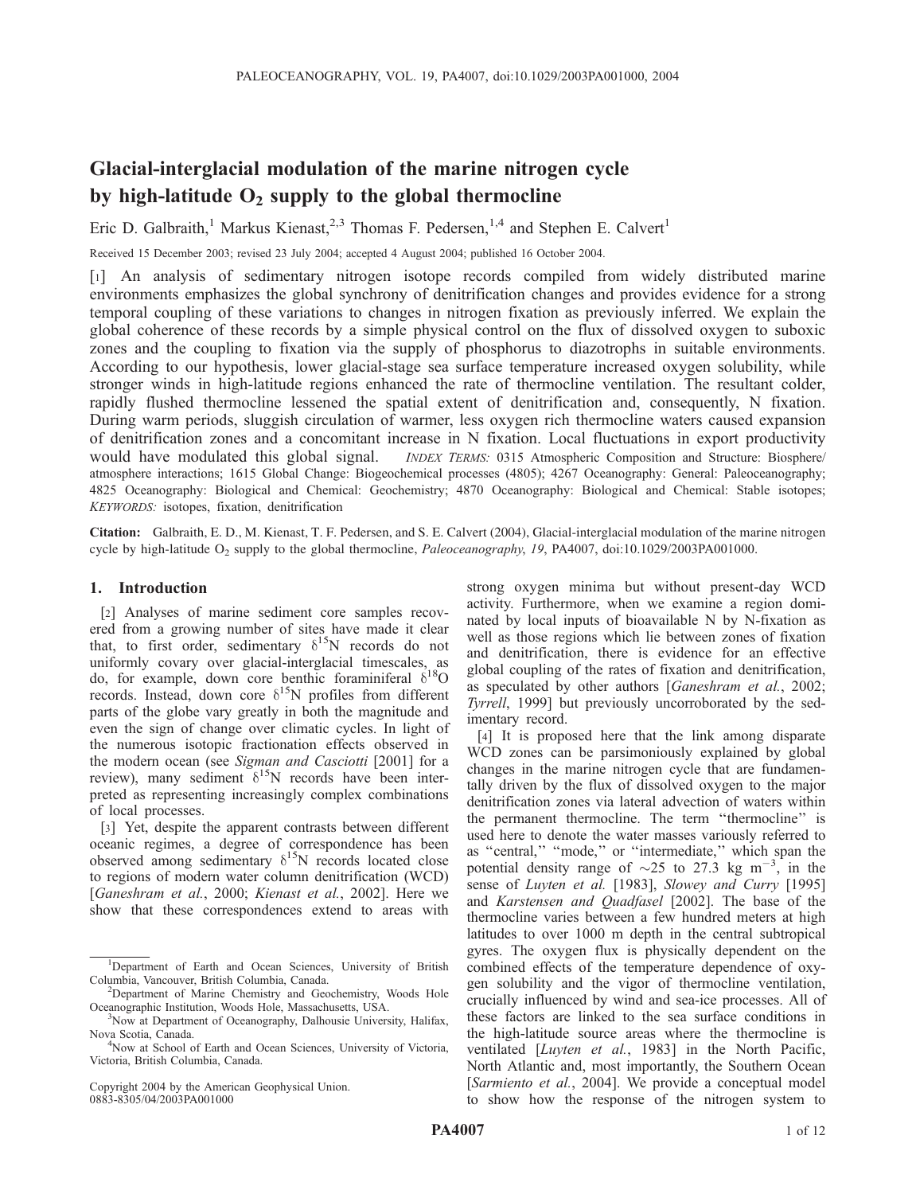# Glacial-interglacial modulation of the marine nitrogen cycle by high-latitude $O_2$ supply to the global thermocline

Eric D. Galbraith,[1] Markus Kienast,[2,3] Thomas F. Pedersen,[1,4] and Stephen E. Calvert[1]

Received 15 December 2003; revised 23 July 2004; accepted 4 August 2004; published 16 October 2004.

[1] An analysis of sedimentary nitrogen isotope records compiled from widely distributed marine environments emphasizes the global synchrony of denitrification changes and provides evidence for a strong temporal coupling of these variations to changes in nitrogen fixation as previously inferred. We explain the global coherence of these records by a simple physical control on the flux of dissolved oxygen to suboxic zones and the coupling to fixation via the supply of phosphorus to diazotrophs in suitable environments. According to our hypothesis, lower glacial-stage sea surface temperature increased oxygen solubility, while stronger winds in high-latitude regions enhanced the rate of thermocline ventilation. The resultant colder, rapidly flushed thermocline lessened the spatial extent of denitrification and, consequently, N fixation. During warm periods, sluggish circulation of warmer, less oxygen rich thermocline waters caused expansion of denitrification zones and a concomitant increase in N fixation. Local fluctuations in export productivity would have modulated this global signal. *INDEX TERMS:* 0315 Atmospheric Composition and Structure: Biosphere/atmosphere interactions; 1615 Global Change: Biogeochemical processes (4805); 4267 Oceanography: General: Paleoceanography; 4825 Oceanography: Biological and Chemical: Geochemistry; 4870 Oceanography: Biological and Chemical: Stable isotopes; *KEYWORDS:* isotopes, fixation, denitrification

**Citation:** Galbraith, E. D., M. Kienast, T. F. Pedersen, and S. E. Calvert (2004), Glacial-interglacial modulation of the marine nitrogen cycle by high-latitude $O_2$ supply to the global thermocline, *Paleoceanography*, *19*, PA4007, doi:10.1029/2003PA001000.

## 1. Introduction

[2] Analyses of marine sediment core samples recovered from a growing number of sites have made it clear that, to first order, sedimentary $\delta^{15}N$ records do not uniformly covary over glacial-interglacial timescales, as do, for example, down core benthic foraminiferal $\delta^{18}O$ records. Instead, down core $\delta^{15}N$ profiles from different parts of the globe vary greatly in both the magnitude and even the sign of change over climatic cycles. In light of the numerous isotopic fractionation effects observed in the modern ocean (see *Sigman and Casciotti* [2001] for a review), many sediment $\delta^{15}N$ records have been interpreted as representing increasingly complex combinations of local processes.

[3] Yet, despite the apparent contrasts between different oceanic regimes, a degree of correspondence has been observed among sedimentary $\delta^{15}N$ records located close to regions of modern water column denitrification (WCD) [*Ganeshram et al.*, 2000; *Kienast et al.*, 2002]. Here we show that these correspondences extend to areas with strong oxygen minima but without present-day WCD activity. Furthermore, when we examine a region dominated by local inputs of bioavailable N by N-fixation as well as those regions which lie between zones of fixation and denitrification, there is evidence for an effective global coupling of the rates of fixation and denitrification, as speculated by other authors [*Ganeshram et al.*, 2002; *Tyrrell*, 1999] but previously uncorroborated by the sedimentary record.

[4] It is proposed here that the link among disparate WCD zones can be parsimoniously explained by global changes in the marine nitrogen cycle that are fundamentally driven by the flux of dissolved oxygen to the major denitrification zones via lateral advection of waters within the permanent thermocline. The term "thermocline" is used here to denote the water masses variously referred to as "central," "mode," or "intermediate," which span the potential density range of ~25 to 27.3 kg m$^{-3}$, in the sense of *Luyten et al.* [1983], *Slowey and Curry* [1995] and *Karstensen and Quadfasel* [2002]. The base of the thermocline varies between a few hundred meters at high latitudes to over 1000 m depth in the central subtropical gyres. The oxygen flux is physically dependent on the combined effects of the temperature dependence of oxygen solubility and the vigor of thermocline ventilation, crucially influenced by wind and sea-ice processes. All of these factors are linked to the sea surface conditions in the high-latitude source areas where the thermocline is ventilated [*Luyten et al.*, 1983] in the North Pacific, North Atlantic and, most importantly, the Southern Ocean [*Sarmiento et al.*, 2004]. We provide a conceptual model to show how the response of the nitrogen system to

---

[1] Department of Earth and Ocean Sciences, University of British Columbia, Vancouver, British Columbia, Canada.

[2] Department of Marine Chemistry and Geochemistry, Woods Hole Oceanographic Institution, Woods Hole, Massachusetts, USA.

[3] Now at Department of Oceanography, Dalhousie University, Halifax, Nova Scotia, Canada.

[4] Now at School of Earth and Ocean Sciences, University of Victoria, Victoria, British Columbia, Canada.

Copyright 2004 by the American Geophysical Union.
0883-8305/04/2003PA001000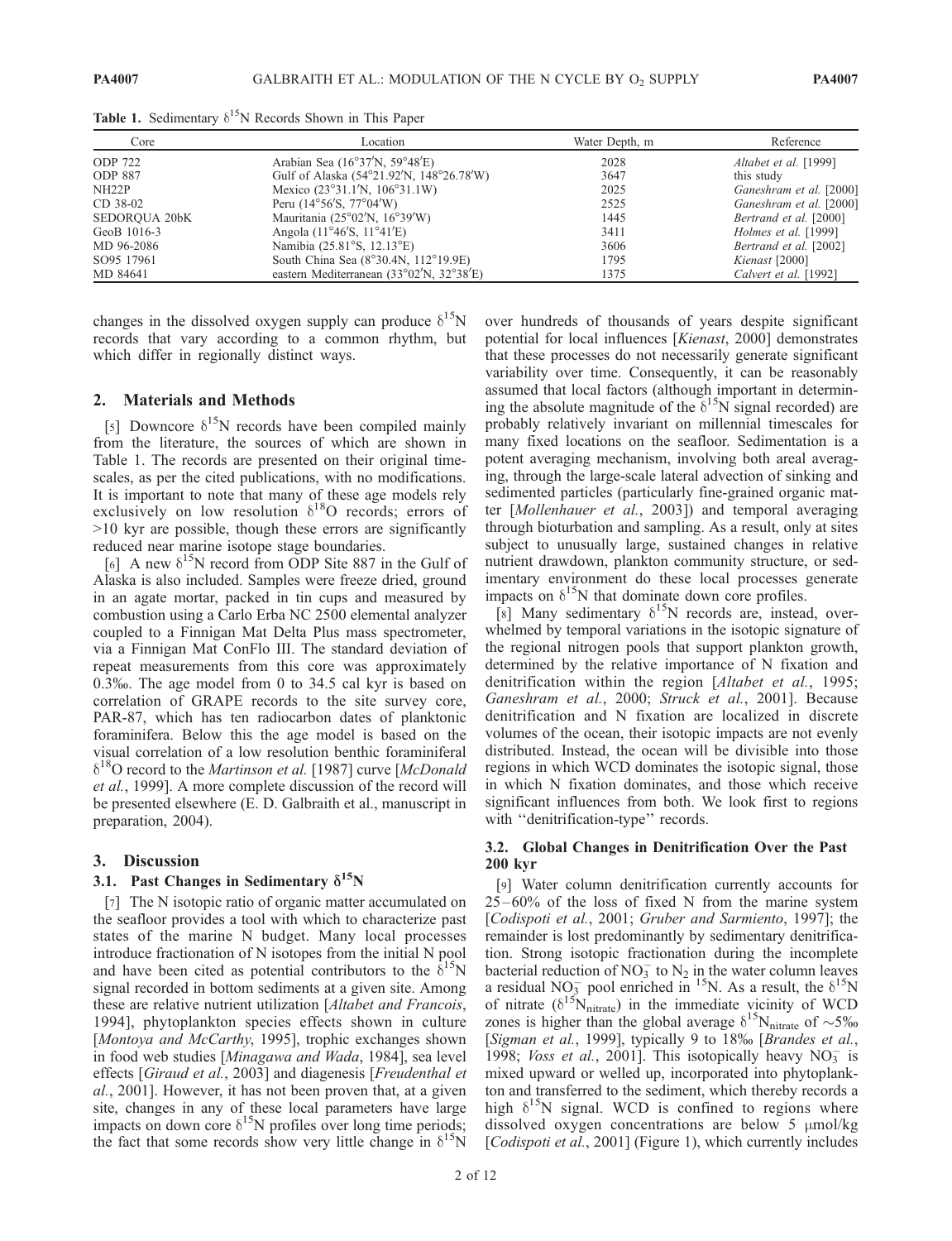**Table 1.** Sedimentary $\delta^{15}N$ Records Shown in This Paper

| Core | Location | Water Depth, m | Reference |
|---|---|---|---|
| ODP 722 | Arabian Sea (16°37′N, 59°48′E) | 2028 | *Altabet et al.* [1999] |
| ODP 887 | Gulf of Alaska (54°21.92′N, 148°26.78′W) | 3647 | this study |
| NH22P | Mexico (23°31.1′N, 106°31.1W) | 2025 | *Ganeshram et al.* [2000] |
| CD 38-02 | Peru (14°56′S, 77°04′W) | 2525 | *Ganeshram et al.* [2000] |
| SEDORQUA 20bK | Mauritania (25°02′N, 16°39′W) | 1445 | *Bertrand et al.* [2000] |
| GeoB 1016-3 | Angola (11°46′S, 11°41′E) | 3411 | *Holmes et al.* [1999] |
| MD 96-2086 | Namibia (25.81°S, 12.13°E) | 3606 | *Bertrand et al.* [2002] |
| SO95 17961 | South China Sea (8°30.4N, 112°19.9E) | 1795 | *Kienast* [2000] |
| MD 84641 | eastern Mediterranean (33°02′N, 32°38′E) | 1375 | *Calvert et al.* [1992] |

changes in the dissolved oxygen supply can produce $\delta^{15}N$ records that vary according to a common rhythm, but which differ in regionally distinct ways.

## 2. Materials and Methods

[5] Downcore $\delta^{15}N$ records have been compiled mainly from the literature, the sources of which are shown in Table 1. The records are presented on their original timescales, as per the cited publications, with no modifications. It is important to note that many of these age models rely exclusively on low resolution $\delta^{18}O$ records; errors of >10 kyr are possible, though these errors are significantly reduced near marine isotope stage boundaries.

[6] A new $\delta^{15}N$ record from ODP Site 887 in the Gulf of Alaska is also included. Samples were freeze dried, ground in an agate mortar, packed in tin cups and measured by combustion using a Carlo Erba NC 2500 elemental analyzer coupled to a Finnigan Mat Delta Plus mass spectrometer, via a Finnigan Mat ConFlo III. The standard deviation of repeat measurements from this core was approximately 0.3‰. The age model from 0 to 34.5 cal kyr is based on correlation of GRAPE records to the site survey core, PAR-87, which has ten radiocarbon dates of planktonic foraminifera. Below this the age model is based on the visual correlation of a low resolution benthic foraminiferal $\delta^{18}O$ record to the *Martinson et al.* [1987] curve [*McDonald et al.*, 1999]. A more complete discussion of the record will be presented elsewhere (E. D. Galbraith et al., manuscript in preparation, 2004).

## 3. Discussion

### 3.1. Past Changes in Sedimentary $\delta^{15}N$

[7] The N isotopic ratio of organic matter accumulated on the seafloor provides a tool with which to characterize past states of the marine N budget. Many local processes introduce fractionation of N isotopes from the initial N pool and have been cited as potential contributors to the $\delta^{15}N$ signal recorded in bottom sediments at a given site. Among these are relative nutrient utilization [*Altabet and Francois*, 1994], phytoplankton species effects shown in culture [*Montoya and McCarthy*, 1995], trophic exchanges shown in food web studies [*Minagawa and Wada*, 1984], sea level effects [*Giraud et al.*, 2003] and diagenesis [*Freudenthal et al.*, 2001]. However, it has not been proven that, at a given site, changes in any of these local parameters have large impacts on down core $\delta^{15}N$ profiles over long time periods; the fact that some records show very little change in $\delta^{15}N$ over hundreds of thousands of years despite significant potential for local influences [*Kienast*, 2000] demonstrates that these processes do not necessarily generate significant variability over time. Consequently, it can be reasonably assumed that local factors (although important in determining the absolute magnitude of the $\delta^{15}N$ signal recorded) are probably relatively invariant on millennial timescales for many fixed locations on the seafloor. Sedimentation is a potent averaging mechanism, involving both areal averaging, through the large-scale lateral advection of sinking and sedimented particles (particularly fine-grained organic matter [*Mollenhauer et al.*, 2003]) and temporal averaging through bioturbation and sampling. As a result, only at sites subject to unusually large, sustained changes in relative nutrient drawdown, plankton community structure, or sedimentary environment do these local processes generate impacts on $\delta^{15}N$ that dominate down core profiles.

[8] Many sedimentary $\delta^{15}N$ records are, instead, overwhelmed by temporal variations in the isotopic signature of the regional nitrogen pools that support plankton growth, determined by the relative importance of N fixation and denitrification within the region [*Altabet et al.*, 1995; *Ganeshram et al.*, 2000; *Struck et al.*, 2001]. Because denitrification and N fixation are localized in discrete volumes of the ocean, their isotopic impacts are not evenly distributed. Instead, the ocean will be divisible into those regions in which WCD dominates the isotopic signal, those in which N fixation dominates, and those which receive significant influences from both. We look first to regions with ''denitrification-type'' records.

### 3.2. Global Changes in Denitrification Over the Past 200 kyr

[9] Water column denitrification currently accounts for 25–60% of the loss of fixed N from the marine system [*Codispoti et al.*, 2001; *Gruber and Sarmiento*, 1997]; the remainder is lost predominantly by sedimentary denitrification. Strong isotopic fractionation during the incomplete bacterial reduction of $NO_3^-$ to $N_2$ in the water column leaves a residual $NO_3^-$ pool enriched in $^{15}N$. As a result, the $\delta^{15}N$ of nitrate ($\delta^{15}N_{nitrate}$) in the immediate vicinity of WCD zones is higher than the global average $\delta^{15}N_{nitrate}$ of ~5‰ [*Sigman et al.*, 1999], typically 9 to 18‰ [*Brandes et al.*, 1998; *Voss et al.*, 2001]. This isotopically heavy $NO_3^-$ is mixed upward or welled up, incorporated into phytoplankton and transferred to the sediment, which thereby records a high $\delta^{15}N$ signal. WCD is confined to regions where dissolved oxygen concentrations are below 5 μmol/kg [*Codispoti et al.*, 2001] (Figure 1), which currently includes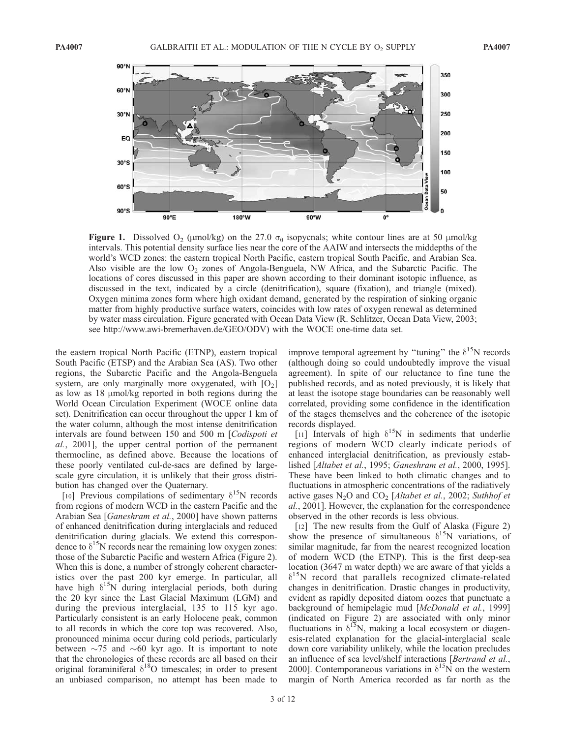**Figure 1.** Dissolved $O_2$ (μmol/kg) on the 27.0 $\sigma_\theta$ isopycnals; white contour lines are at 50 μmol/kg intervals. This potential density surface lies near the core of the AAIW and intersects the middepths of the world's WCD zones: the eastern tropical North Pacific, eastern tropical South Pacific, and Arabian Sea. Also visible are the low $O_2$ zones of Angola-Benguela, NW Africa, and the Subarctic Pacific. The locations of cores discussed in this paper are shown according to their dominant isotopic influence, as discussed in the text, indicated by a circle (denitrification), square (fixation), and triangle (mixed). Oxygen minima zones form where high oxidant demand, generated by the respiration of sinking organic matter from highly productive surface waters, coincides with low rates of oxygen renewal as determined by water mass circulation. Figure generated with Ocean Data View (R. Schlitzer, Ocean Data View, 2003; see http://www.awi-bremerhaven.de/GEO/ODV) with the WOCE one-time data set.

the eastern tropical North Pacific (ETNP), eastern tropical South Pacific (ETSP) and the Arabian Sea (AS). Two other regions, the Subarctic Pacific and the Angola-Benguela system, are only marginally more oxygenated, with $[O_2]$ as low as 18 μmol/kg reported in both regions during the World Ocean Circulation Experiment (WOCE online data set). Denitrification can occur throughout the upper 1 km of the water column, although the most intense denitrification intervals are found between 150 and 500 m [*Codispoti et al.*, 2001], the upper central portion of the permanent thermocline, as defined above. Because the locations of these poorly ventilated cul-de-sacs are defined by large-scale gyre circulation, it is unlikely that their gross distribution has changed over the Quaternary.

[10] Previous compilations of sedimentary $\delta^{15}N$ records from regions of modern WCD in the eastern Pacific and the Arabian Sea [*Ganeshram et al.*, 2000] have shown patterns of enhanced denitrification during interglacials and reduced denitrification during glacials. We extend this correspondence to $\delta^{15}N$ records near the remaining low oxygen zones: those of the Subarctic Pacific and western Africa (Figure 2). When this is done, a number of strongly coherent characteristics over the past 200 kyr emerge. In particular, all have high $\delta^{15}N$ during interglacial periods, both during the 20 kyr since the Last Glacial Maximum (LGM) and during the previous interglacial, 135 to 115 kyr ago. Particularly consistent is an early Holocene peak, common to all records in which the core top was recovered. Also, pronounced minima occur during cold periods, particularly between ~75 and ~60 kyr ago. It is important to note that the chronologies of these records are all based on their original foraminiferal $\delta^{18}O$ timescales; in order to present an unbiased comparison, no attempt has been made to improve temporal agreement by "tuning" the $\delta^{15}N$ records (although doing so could undoubtedly improve the visual agreement). In spite of our reluctance to fine tune the published records, and as noted previously, it is likely that at least the isotope stage boundaries can be reasonably well correlated, providing some confidence in the identification of the stages themselves and the coherence of the isotopic records displayed.

[11] Intervals of high $\delta^{15}N$ in sediments that underlie regions of modern WCD clearly indicate periods of enhanced interglacial denitrification, as previously established [*Altabet et al.*, 1995; *Ganeshram et al.*, 2000, 1995]. These have been linked to both climatic changes and to fluctuations in atmospheric concentrations of the radiatively active gases $N_2O$ and $CO_2$ [*Altabet et al.*, 2002; *Suthhof et al.*, 2001]. However, the explanation for the correspondence observed in the other records is less obvious.

[12] The new results from the Gulf of Alaska (Figure 2) show the presence of simultaneous $\delta^{15}N$ variations, of similar magnitude, far from the nearest recognized location of modern WCD (the ETNP). This is the first deep-sea location (3647 m water depth) we are aware of that yields a $\delta^{15}N$ record that parallels recognized climate-related changes in denitrification. Drastic changes in productivity, evident as rapidly deposited diatom oozes that punctuate a background of hemipelagic mud [*McDonald et al.*, 1999] (indicated on Figure 2) are associated with only minor fluctuations in $\delta^{15}N$, making a local ecosystem or diagenesis-related explanation for the glacial-interglacial scale down core variability unlikely, while the location precludes an influence of sea level/shelf interactions [*Bertrand et al.*, 2000]. Contemporaneous variations in $\delta^{15}N$ on the western margin of North America recorded as far north as the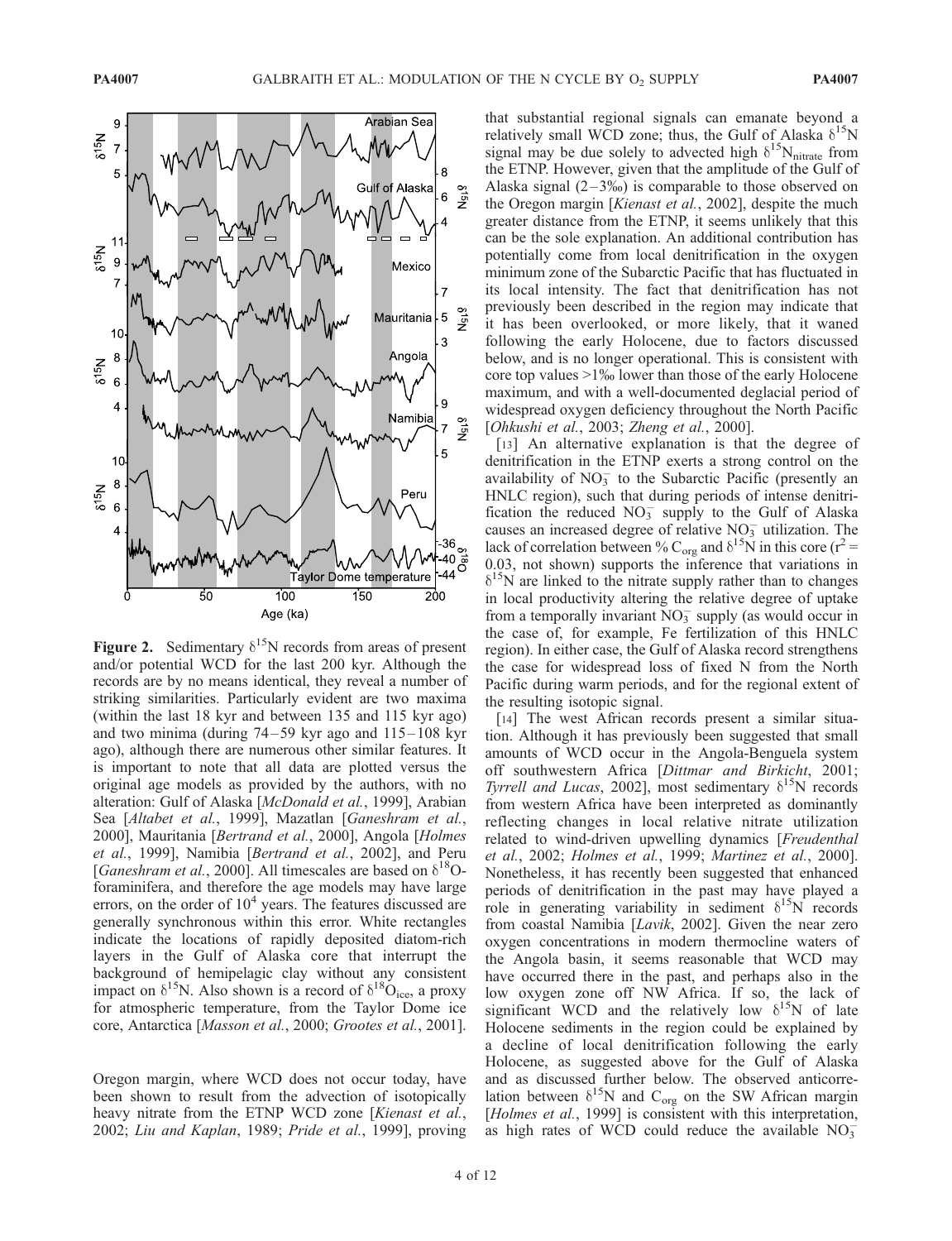**Figure 2.** Sedimentary $\delta^{15}N$ records from areas of present and/or potential WCD for the last 200 kyr. Although the records are by no means identical, they reveal a number of striking similarities. Particularly evident are two maxima (within the last 18 kyr and between 135 and 115 kyr ago) and two minima (during 74–59 kyr ago and 115–108 kyr ago), although there are numerous other similar features. It is important to note that all data are plotted versus the original age models as provided by the authors, with no alteration: Gulf of Alaska [*McDonald et al.*, 1999], Arabian Sea [*Altabet et al.*, 1999], Mazatlan [*Ganeshram et al.*, 2000], Mauritania [*Bertrand et al.*, 2000], Angola [*Holmes et al.*, 1999], Namibia [*Bertrand et al.*, 2002], and Peru [*Ganeshram et al.*, 2000]. All timescales are based on $\delta^{18}O$-foraminifera, and therefore the age models may have large errors, on the order of $10^4$ years. The features discussed are generally synchronous within this error. White rectangles indicate the locations of rapidly deposited diatom-rich layers in the Gulf of Alaska core that interrupt the background of hemipelagic clay without any consistent impact on $\delta^{15}N$. Also shown is a record of $\delta^{18}O_{ice}$, a proxy for atmospheric temperature, from the Taylor Dome ice core, Antarctica [*Masson et al.*, 2000; *Grootes et al.*, 2001].

Oregon margin, where WCD does not occur today, have been shown to result from the advection of isotopically heavy nitrate from the ETNP WCD zone [*Kienast et al.*, 2002; *Liu and Kaplan*, 1989; *Pride et al.*, 1999], proving that substantial regional signals can emanate beyond a relatively small WCD zone; thus, the Gulf of Alaska $\delta^{15}N$ signal may be due solely to advected high $\delta^{15}N_{nitrate}$ from the ETNP. However, given that the amplitude of the Gulf of Alaska signal (2–3‰) is comparable to those observed on the Oregon margin [*Kienast et al.*, 2002], despite the much greater distance from the ETNP, it seems unlikely that this can be the sole explanation. An additional contribution has potentially come from local denitrification in the oxygen minimum zone of the Subarctic Pacific that has fluctuated in its local intensity. The fact that denitrification has not previously been described in the region may indicate that it has been overlooked, or more likely, that it waned following the early Holocene, due to factors discussed below, and is no longer operational. This is consistent with core top values >1‰ lower than those of the early Holocene maximum, and with a well-documented deglacial period of widespread oxygen deficiency throughout the North Pacific [*Ohkushi et al.*, 2003; *Zheng et al.*, 2000].

[13] An alternative explanation is that the degree of denitrification in the ETNP exerts a strong control on the availability of $NO_3^-$ to the Subarctic Pacific (presently an HNLC region), such that during periods of intense denitrification the reduced $NO_3^-$ supply to the Gulf of Alaska causes an increased degree of relative $NO_3^-$ utilization. The lack of correlation between % $C_{org}$ and $\delta^{15}N$ in this core ($r^2 = 0.03$, not shown) supports the inference that variations in $\delta^{15}N$ are linked to the nitrate supply rather than to changes in local productivity altering the relative degree of uptake from a temporally invariant $NO_3^-$ supply (as would occur in the case of, for example, Fe fertilization of this HNLC region). In either case, the Gulf of Alaska record strengthens the case for widespread loss of fixed N from the North Pacific during warm periods, and for the regional extent of the resulting isotopic signal.

[14] The west African records present a similar situation. Although it has previously been suggested that small amounts of WCD occur in the Angola-Benguela system off southwestern Africa [*Dittmar and Birkicht*, 2001; *Tyrrell and Lucas*, 2002], most sedimentary $\delta^{15}N$ records from western Africa have been interpreted as dominantly reflecting changes in local relative nitrate utilization related to wind-driven upwelling dynamics [*Freudenthal et al.*, 2002; *Holmes et al.*, 1999; *Martinez et al.*, 2000]. Nonetheless, it has recently been suggested that enhanced periods of denitrification in the past may have played a role in generating variability in sediment $\delta^{15}N$ records from coastal Namibia [*Lavik*, 2002]. Given the near zero oxygen concentrations in modern thermocline waters of the Angola basin, it seems reasonable that WCD may have occurred there in the past, and perhaps also in the low oxygen zone off NW Africa. If so, the lack of significant WCD and the relatively low $\delta^{15}N$ of late Holocene sediments in the region could be explained by a decline of local denitrification following the early Holocene, as suggested above for the Gulf of Alaska and as discussed further below. The observed anticorrelation between $\delta^{15}N$ and $C_{org}$ on the SW African margin [*Holmes et al.*, 1999] is consistent with this interpretation, as high rates of WCD could reduce the available $NO_3^-$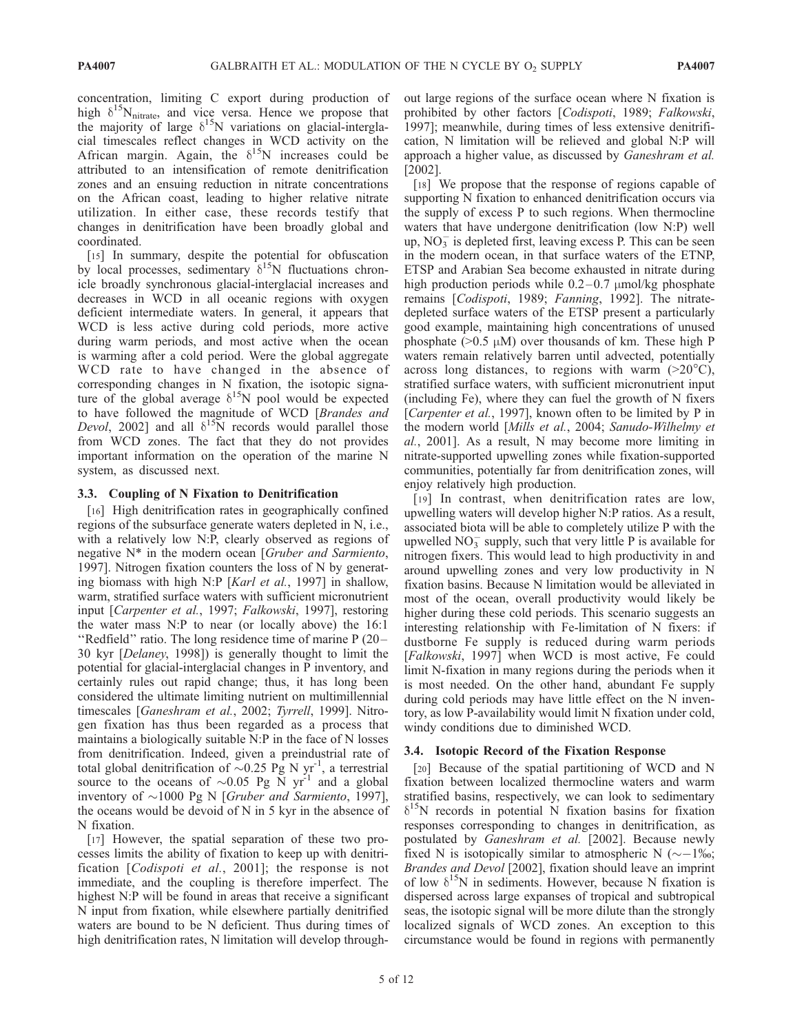concentration, limiting C export during production of high $\delta^{15}N_{nitrate}$, and vice versa. Hence we propose that the majority of large $\delta^{15}N$ variations on glacial-interglacial timescales reflect changes in WCD activity on the African margin. Again, the $\delta^{15}N$ increases could be attributed to an intensification of remote denitrification zones and an ensuing reduction in nitrate concentrations on the African coast, leading to higher relative nitrate utilization. In either case, these records testify that changes in denitrification have been broadly global and coordinated.

[15] In summary, despite the potential for obfuscation by local processes, sedimentary $\delta^{15}N$ fluctuations chronicle broadly synchronous glacial-interglacial increases and decreases in WCD in all oceanic regions with oxygen deficient intermediate waters. In general, it appears that WCD is less active during cold periods, more active during warm periods, and most active when the ocean is warming after a cold period. Were the global aggregate WCD rate to have changed in the absence of corresponding changes in N fixation, the isotopic signature of the global average $\delta^{15}N$ pool would be expected to have followed the magnitude of WCD [*Brandes and Devol*, 2002] and all $\delta^{15}N$ records would parallel those from WCD zones. The fact that they do not provides important information on the operation of the marine N system, as discussed next.

### 3.3. Coupling of N Fixation to Denitrification

[16] High denitrification rates in geographically confined regions of the subsurface generate waters depleted in N, i.e., with a relatively low N:P, clearly observed as regions of negative N* in the modern ocean [*Gruber and Sarmiento*, 1997]. Nitrogen fixation counters the loss of N by generating biomass with high N:P [*Karl et al.*, 1997] in shallow, warm, stratified surface waters with sufficient micronutrient input [*Carpenter et al.*, 1997; *Falkowski*, 1997], restoring the water mass N:P to near (or locally above) the 16:1 "Redfield" ratio. The long residence time of marine P (20–30 kyr [*Delaney*, 1998]) is generally thought to limit the potential for glacial-interglacial changes in P inventory, and certainly rules out rapid change; thus, it has long been considered the ultimate limiting nutrient on multimillennial timescales [*Ganeshram et al.*, 2002; *Tyrrell*, 1999]. Nitrogen fixation has thus been regarded as a process that maintains a biologically suitable N:P in the face of N losses from denitrification. Indeed, given a preindustrial rate of total global denitrification of $\sim$0.25 Pg N $yr^{-1}$, a terrestrial source to the oceans of $\sim$0.05 Pg N $yr^{-1}$ and a global inventory of $\sim$1000 Pg N [*Gruber and Sarmiento*, 1997], the oceans would be devoid of N in 5 kyr in the absence of N fixation.

[17] However, the spatial separation of these two processes limits the ability of fixation to keep up with denitrification [*Codispoti et al.*, 2001]; the response is not immediate, and the coupling is therefore imperfect. The highest N:P will be found in areas that receive a significant N input from fixation, while elsewhere partially denitrified waters are bound to be N deficient. Thus during times of high denitrification rates, N limitation will develop throughout large regions of the surface ocean where N fixation is prohibited by other factors [*Codispoti*, 1989; *Falkowski*, 1997]; meanwhile, during times of less extensive denitrification, N limitation will be relieved and global N:P will approach a higher value, as discussed by *Ganeshram et al.* [2002].

[18] We propose that the response of regions capable of supporting N fixation to enhanced denitrification occurs via the supply of excess P to such regions. When thermocline waters that have undergone denitrification (low N:P) well up, $NO_3^-$ is depleted first, leaving excess P. This can be seen in the modern ocean, in that surface waters of the ETNP, ETSP and Arabian Sea become exhausted in nitrate during high production periods while 0.2–0.7 μmol/kg phosphate remains [*Codispoti*, 1989; *Fanning*, 1992]. The nitrate-depleted surface waters of the ETSP present a particularly good example, maintaining high concentrations of unused phosphate (>0.5 μM) over thousands of km. These high P waters remain relatively barren until advected, potentially across long distances, to regions with warm (>20°C), stratified surface waters, with sufficient micronutrient input (including Fe), where they can fuel the growth of N fixers [*Carpenter et al.*, 1997], known often to be limited by P in the modern world [*Mills et al.*, 2004; *Sanudo-Wilhelmy et al.*, 2001]. As a result, N may become more limiting in nitrate-supported upwelling zones while fixation-supported communities, potentially far from denitrification zones, will enjoy relatively high production.

[19] In contrast, when denitrification rates are low, upwelling waters will develop higher N:P ratios. As a result, associated biota will be able to completely utilize P with the upwelled $NO_3^-$ supply, such that very little P is available for nitrogen fixers. This would lead to high productivity in and around upwelling zones and very low productivity in N fixation basins. Because N limitation would be alleviated in most of the ocean, overall productivity would likely be higher during these cold periods. This scenario suggests an interesting relationship with Fe-limitation of N fixers: if dustborne Fe supply is reduced during warm periods [*Falkowski*, 1997] when WCD is most active, Fe could limit N-fixation in many regions during the periods when it is most needed. On the other hand, abundant Fe supply during cold periods may have little effect on the N inventory, as low P-availability would limit N fixation under cold, windy conditions due to diminished WCD.

### 3.4. Isotopic Record of the Fixation Response

[20] Because of the spatial partitioning of WCD and N fixation between localized thermocline waters and warm stratified basins, respectively, we can look to sedimentary $\delta^{15}N$ records in potential N fixation basins for fixation responses corresponding to changes in denitrification, as postulated by *Ganeshram et al.* [2002]. Because newly fixed N is isotopically similar to atmospheric N ($\sim$−1‰; *Brandes and Devol* [2002], fixation should leave an imprint of low $\delta^{15}N$ in sediments. However, because N fixation is dispersed across large expanses of tropical and subtropical seas, the isotopic signal will be more dilute than the strongly localized signals of WCD zones. An exception to this circumstance would be found in regions with permanently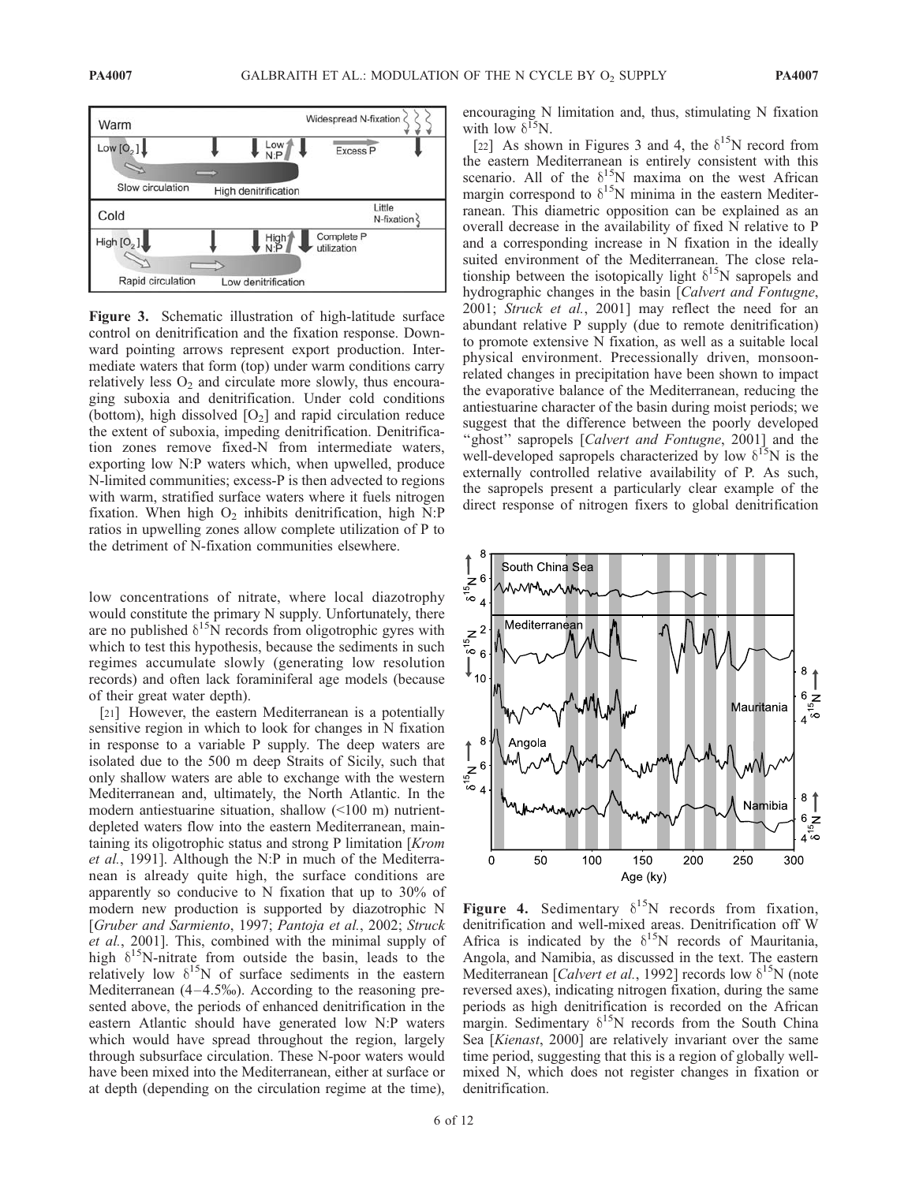**Figure 3.** Schematic illustration of high-latitude surface control on denitrification and the fixation response. Downward pointing arrows represent export production. Intermediate waters that form (top) under warm conditions carry relatively less $O_2$ and circulate more slowly, thus encouraging suboxia and denitrification. Under cold conditions (bottom), high dissolved $[O_2]$ and rapid circulation reduce the extent of suboxia, impeding denitrification. Denitrification zones remove fixed-N from intermediate waters, exporting low N:P waters which, when upwelled, produce N-limited communities; excess-P is then advected to regions with warm, stratified surface waters where it fuels nitrogen fixation. When high $O_2$ inhibits denitrification, high N:P ratios in upwelling zones allow complete utilization of P to the detriment of N-fixation communities elsewhere.

low concentrations of nitrate, where local diazotrophy would constitute the primary N supply. Unfortunately, there are no published $\delta^{15}N$ records from oligotrophic gyres with which to test this hypothesis, because the sediments in such regimes accumulate slowly (generating low resolution records) and often lack foraminiferal age models (because of their great water depth).

[21] However, the eastern Mediterranean is a potentially sensitive region in which to look for changes in N fixation in response to a variable P supply. The deep waters are isolated due to the 500 m deep Straits of Sicily, such that only shallow waters are able to exchange with the western Mediterranean and, ultimately, the North Atlantic. In the modern antiestuarine situation, shallow (<100 m) nutrient-depleted waters flow into the eastern Mediterranean, maintaining its oligotrophic status and strong P limitation [*Krom et al.*, 1991]. Although the N:P in much of the Mediterranean is already quite high, the surface conditions are apparently so conducive to N fixation that up to 30% of modern new production is supported by diazotrophic N [*Gruber and Sarmiento*, 1997; *Pantoja et al.*, 2002; *Struck et al.*, 2001]. This, combined with the minimal supply of high $\delta^{15}N$-nitrate from outside the basin, leads to the relatively low $\delta^{15}N$ of surface sediments in the eastern Mediterranean (4–4.5‰). According to the reasoning presented above, the periods of enhanced denitrification in the eastern Atlantic should have generated low N:P waters which would have spread throughout the region, largely through subsurface circulation. These N-poor waters would have been mixed into the Mediterranean, either at surface or at depth (depending on the circulation regime at the time), encouraging N limitation and, thus, stimulating N fixation with low $\delta^{15}N$.

[22] As shown in Figures 3 and 4, the $\delta^{15}N$ record from the eastern Mediterranean is entirely consistent with this scenario. All of the $\delta^{15}N$ maxima on the west African margin correspond to $\delta^{15}N$ minima in the eastern Mediterranean. This diametric opposition can be explained as an overall decrease in the availability of fixed N relative to P and a corresponding increase in N fixation in the ideally suited environment of the Mediterranean. The close relationship between the isotopically light $\delta^{15}N$ sapropels and hydrographic changes in the basin [*Calvert and Fontugne*, 2001; *Struck et al.*, 2001] may reflect the need for an abundant relative P supply (due to remote denitrification) to promote extensive N fixation, as well as a suitable local physical environment. Precessionally driven, monsoon-related changes in precipitation have been shown to impact the evaporative balance of the Mediterranean, reducing the antiestuarine character of the basin during moist periods; we suggest that the difference between the poorly developed "ghost" sapropels [*Calvert and Fontugne*, 2001] and the well-developed sapropels characterized by low $\delta^{15}N$ is the externally controlled relative availability of P. As such, the sapropels present a particularly clear example of the direct response of nitrogen fixers to global denitrification

**Figure 4.** Sedimentary $\delta^{15}N$ records from fixation, denitrification and well-mixed areas. Denitrification off W Africa is indicated by the $\delta^{15}N$ records of Mauritania, Angola, and Namibia, as discussed in the text. The eastern Mediterranean [*Calvert et al.*, 1992] records low $\delta^{15}N$ (note reversed axes), indicating nitrogen fixation, during the same periods as high denitrification is recorded on the African margin. Sedimentary $\delta^{15}N$ records from the South China Sea [*Kienast*, 2000] are relatively invariant over the same time period, suggesting that this is a region of globally well-mixed N, which does not register changes in fixation or denitrification.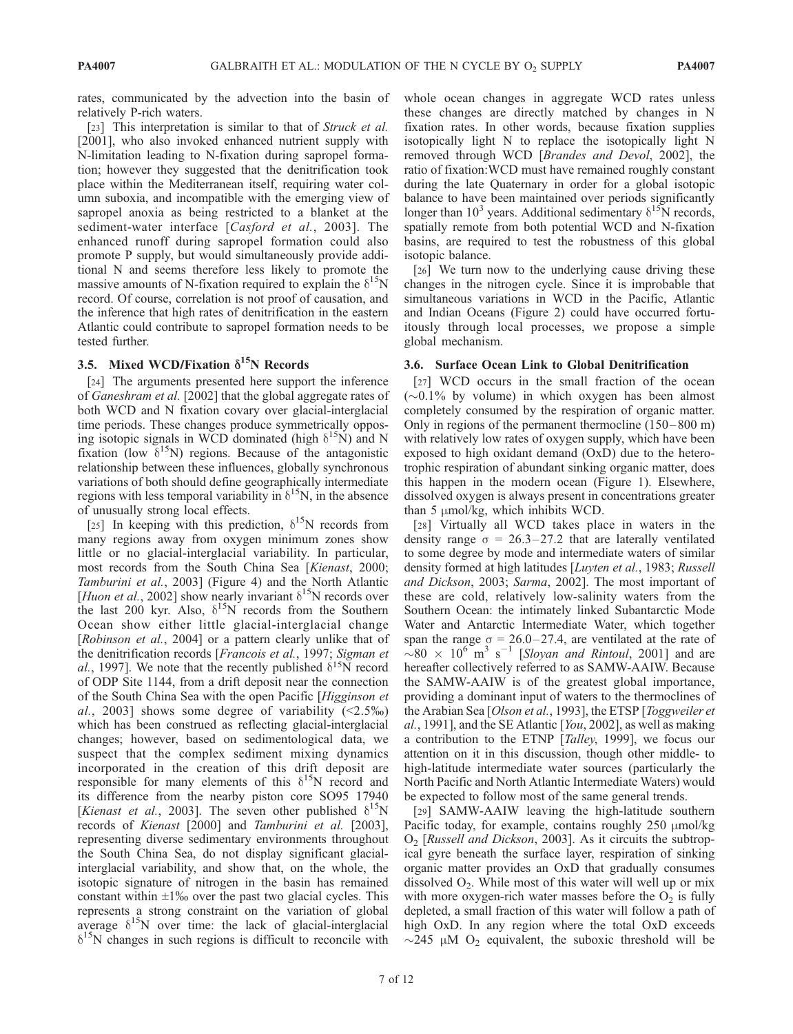rates, communicated by the advection into the basin of relatively P-rich waters.

[23] This interpretation is similar to that of *Struck et al.* [2001], who also invoked enhanced nutrient supply with N-limitation leading to N-fixation during sapropel formation; however they suggested that the denitrification took place within the Mediterranean itself, requiring water column suboxia, and incompatible with the emerging view of sapropel anoxia as being restricted to a blanket at the sediment-water interface [*Casford et al.*, 2003]. The enhanced runoff during sapropel formation could also promote P supply, but would simultaneously provide additional N and seems therefore less likely to promote the massive amounts of N-fixation required to explain the $\delta^{15}N$ record. Of course, correlation is not proof of causation, and the inference that high rates of denitrification in the eastern Atlantic could contribute to sapropel formation needs to be tested further.

### 3.5. Mixed WCD/Fixation $\delta^{15}N$ Records

[24] The arguments presented here support the inference of *Ganeshram et al.* [2002] that the global aggregate rates of both WCD and N fixation covary over glacial-interglacial time periods. These changes produce symmetrically opposing isotopic signals in WCD dominated (high $\delta^{15}N$) and N fixation (low $\delta^{15}N$) regions. Because of the antagonistic relationship between these influences, globally synchronous variations of both should define geographically intermediate regions with less temporal variability in $\delta^{15}N$, in the absence of unusually strong local effects.

[25] In keeping with this prediction, $\delta^{15}N$ records from many regions away from oxygen minimum zones show little or no glacial-interglacial variability. In particular, most records from the South China Sea [*Kienast*, 2000; *Tamburini et al.*, 2003] (Figure 4) and the North Atlantic [*Huon et al.*, 2002] show nearly invariant $\delta^{15}N$ records over the last 200 kyr. Also, $\delta^{15}N$ records from the Southern Ocean show either little glacial-interglacial change [*Robinson et al.*, 2004] or a pattern clearly unlike that of the denitrification records [*Francois et al.*, 1997; *Sigman et al.*, 1997]. We note that the recently published $\delta^{15}N$ record of ODP Site 1144, from a drift deposit near the connection of the South China Sea with the open Pacific [*Higginson et al.*, 2003] shows some degree of variability (<2.5‰) which has been construed as reflecting glacial-interglacial changes; however, based on sedimentological data, we suspect that the complex sediment mixing dynamics incorporated in the creation of this drift deposit are responsible for many elements of this $\delta^{15}N$ record and its difference from the nearby piston core SO95 17940 [*Kienast et al.*, 2003]. The seven other published $\delta^{15}N$ records of *Kienast* [2000] and *Tamburini et al.* [2003], representing diverse sedimentary environments throughout the South China Sea, do not display significant glacial-interglacial variability, and show that, on the whole, the isotopic signature of nitrogen in the basin has remained constant within ±1‰ over the past two glacial cycles. This represents a strong constraint on the variation of global average $\delta^{15}N$ over time: the lack of glacial-interglacial $\delta^{15}N$ changes in such regions is difficult to reconcile with whole ocean changes in aggregate WCD rates unless these changes are directly matched by changes in N fixation rates. In other words, because fixation supplies isotopically light N to replace the isotopically light N removed through WCD [*Brandes and Devol*, 2002], the ratio of fixation:WCD must have remained roughly constant during the late Quaternary in order for a global isotopic balance to have been maintained over periods significantly longer than $10^3$ years. Additional sedimentary $\delta^{15}N$ records, spatially remote from both potential WCD and N-fixation basins, are required to test the robustness of this global isotopic balance.

[26] We turn now to the underlying cause driving these changes in the nitrogen cycle. Since it is improbable that simultaneous variations in WCD in the Pacific, Atlantic and Indian Oceans (Figure 2) could have occurred fortuitously through local processes, we propose a simple global mechanism.

### 3.6. Surface Ocean Link to Global Denitrification

[27] WCD occurs in the small fraction of the ocean (~0.1% by volume) in which oxygen has been almost completely consumed by the respiration of organic matter. Only in regions of the permanent thermocline (150–800 m) with relatively low rates of oxygen supply, which have been exposed to high oxidant demand (OxD) due to the heterotrophic respiration of abundant sinking organic matter, does this happen in the modern ocean (Figure 1). Elsewhere, dissolved oxygen is always present in concentrations greater than 5 μmol/kg, which inhibits WCD.

[28] Virtually all WCD takes place in waters in the density range $\sigma = 26.3–27.2$ that are laterally ventilated to some degree by mode and intermediate waters of similar density formed at high latitudes [*Luyten et al.*, 1983; *Russell and Dickson*, 2003; *Sarma*, 2002]. The most important of these are cold, relatively low-salinity waters from the Southern Ocean: the intimately linked Subantarctic Mode Water and Antarctic Intermediate Water, which together span the range $\sigma = 26.0–27.4$, are ventilated at the rate of $\sim 80 \times 10^6$ $m^3$ $s^{-1}$ [*Sloyan and Rintoul*, 2001] and are hereafter collectively referred to as SAMW-AAIW. Because the SAMW-AAIW is of the greatest global importance, providing a dominant input of waters to the thermoclines of the Arabian Sea [*Olson et al.*, 1993], the ETSP [*Toggweiler et al.*, 1991], and the SE Atlantic [*You*, 2002], as well as making a contribution to the ETNP [*Talley*, 1999], we focus our attention on it in this discussion, though other middle- to high-latitude intermediate water sources (particularly the North Pacific and North Atlantic Intermediate Waters) would be expected to follow most of the same general trends.

[29] SAMW-AAIW leaving the high-latitude southern Pacific today, for example, contains roughly 250 μmol/kg $O_2$ [*Russell and Dickson*, 2003]. As it circuits the subtropical gyre beneath the surface layer, respiration of sinking organic matter provides an OxD that gradually consumes dissolved $O_2$. While most of this water will well up or mix with more oxygen-rich water masses before the $O_2$ is fully depleted, a small fraction of this water will follow a path of high OxD. In any region where the total OxD exceeds ~245 μM $O_2$ equivalent, the suboxic threshold will be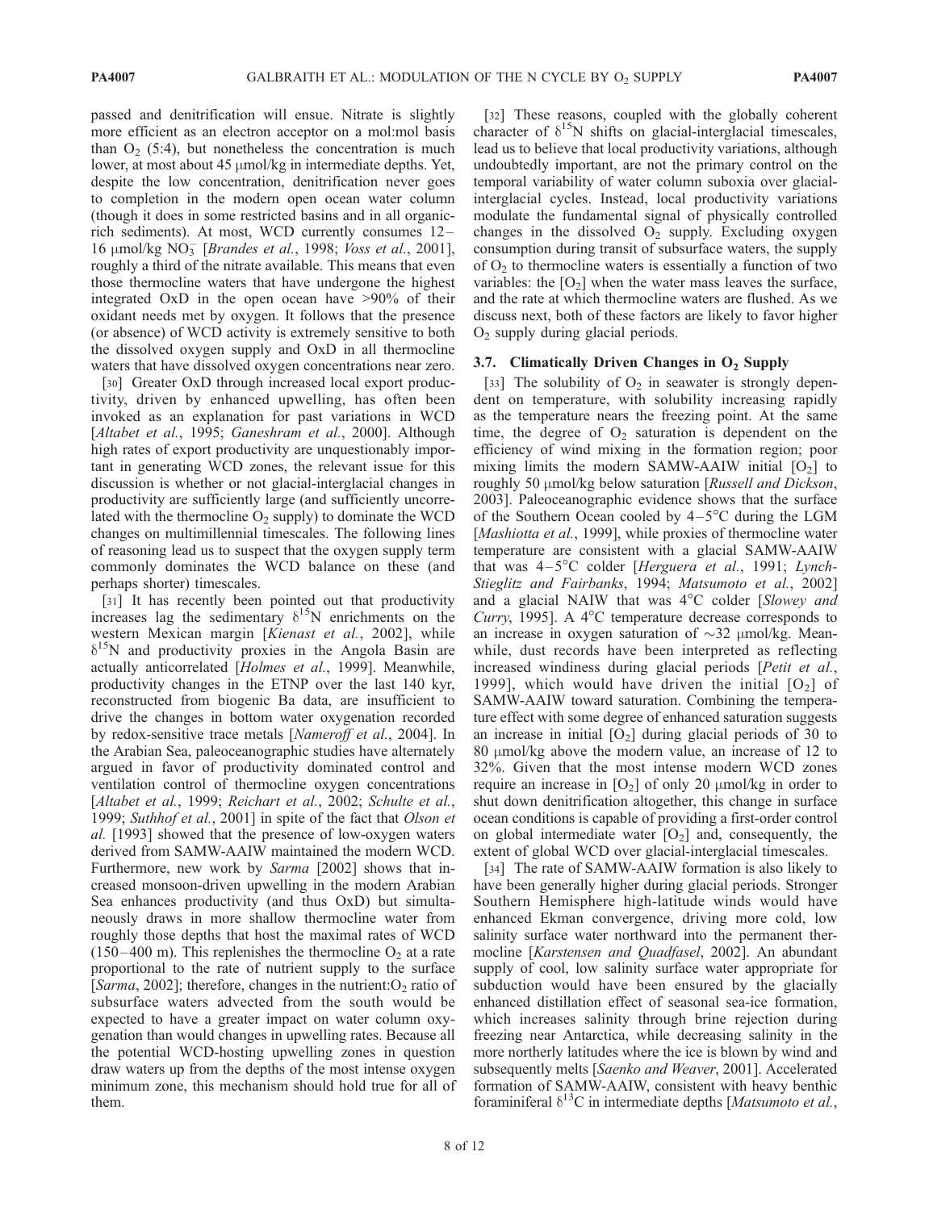passed and denitrification will ensue. Nitrate is slightly more efficient as an electron acceptor on a mol:mol basis than $O_2$ (5:4), but nonetheless the concentration is much lower, at most about 45 μmol/kg in intermediate depths. Yet, despite the low concentration, denitrification never goes to completion in the modern open ocean water column (though it does in some restricted basins and in all organic-rich sediments). At most, WCD currently consumes 12–16 μmol/kg $NO_3^-$ [*Brandes et al.*, 1998; *Voss et al.*, 2001], roughly a third of the nitrate available. This means that even those thermocline waters that have undergone the highest integrated OxD in the open ocean have >90% of their oxidant needs met by oxygen. It follows that the presence (or absence) of WCD activity is extremely sensitive to both the dissolved oxygen supply and OxD in all thermocline waters that have dissolved oxygen concentrations near zero.

[30] Greater OxD through increased local export productivity, driven by enhanced upwelling, has often been invoked as an explanation for past variations in WCD [*Altabet et al.*, 1995; *Ganeshram et al.*, 2000]. Although high rates of export productivity are unquestionably important in generating WCD zones, the relevant issue for this discussion is whether or not glacial-interglacial changes in productivity are sufficiently large (and sufficiently uncorrelated with the thermocline $O_2$ supply) to dominate the WCD changes on multimillennial timescales. The following lines of reasoning lead us to suspect that the oxygen supply term commonly dominates the WCD balance on these (and perhaps shorter) timescales.

[31] It has recently been pointed out that productivity increases lag the sedimentary $\delta^{15}N$ enrichments on the western Mexican margin [*Kienast et al.*, 2002], while $\delta^{15}N$ and productivity proxies in the Angola Basin are actually anticorrelated [*Holmes et al.*, 1999]. Meanwhile, productivity changes in the ETNP over the last 140 kyr, reconstructed from biogenic Ba data, are insufficient to drive the changes in bottom water oxygenation recorded by redox-sensitive trace metals [*Nameroff et al.*, 2004]. In the Arabian Sea, paleoceanographic studies have alternately argued in favor of productivity dominated control and ventilation control of thermocline oxygen concentrations [*Altabet et al.*, 1999; *Reichart et al.*, 2002; *Schulte et al.*, 1999; *Suthhof et al.*, 2001] in spite of the fact that *Olson et al.* [1993] showed that the presence of low-oxygen waters derived from SAMW-AAIW maintained the modern WCD. Furthermore, new work by *Sarma* [2002] shows that increased monsoon-driven upwelling in the modern Arabian Sea enhances productivity (and thus OxD) but simultaneously draws in more shallow thermocline water from roughly those depths that host the maximal rates of WCD (150–400 m). This replenishes the thermocline $O_2$ at a rate proportional to the rate of nutrient supply to the surface [*Sarma*, 2002]; therefore, changes in the nutrient:$O_2$ ratio of subsurface waters advected from the south would be expected to have a greater impact on water column oxygenation than would changes in upwelling rates. Because all the potential WCD-hosting upwelling zones in question draw waters up from the depths of the most intense oxygen minimum zone, this mechanism should hold true for all of them.

[32] These reasons, coupled with the globally coherent character of $\delta^{15}N$ shifts on glacial-interglacial timescales, lead us to believe that local productivity variations, although undoubtedly important, are not the primary control on the temporal variability of water column suboxia over glacial-interglacial cycles. Instead, local productivity variations modulate the fundamental signal of physically controlled changes in the dissolved $O_2$ supply. Excluding oxygen consumption during transit of subsurface waters, the supply of $O_2$ to thermocline waters is essentially a function of two variables: the $[O_2]$ when the water mass leaves the surface, and the rate at which thermocline waters are flushed. As we discuss next, both of these factors are likely to favor higher $O_2$ supply during glacial periods.

### 3.7. Climatically Driven Changes in $O_2$ Supply

[33] The solubility of $O_2$ in seawater is strongly dependent on temperature, with solubility increasing rapidly as the temperature nears the freezing point. At the same time, the degree of $O_2$ saturation is dependent on the efficiency of wind mixing in the formation region; poor mixing limits the modern SAMW-AAIW initial $[O_2]$ to roughly 50 μmol/kg below saturation [*Russell and Dickson*, 2003]. Paleoceanographic evidence shows that the surface of the Southern Ocean cooled by 4–5°C during the LGM [*Mashiotta et al.*, 1999], while proxies of thermocline water temperature are consistent with a glacial SAMW-AAIW that was 4–5°C colder [*Herguera et al.*, 1991; *Lynch-Stieglitz and Fairbanks*, 1994; *Matsumoto et al.*, 2002] and a glacial NAIW that was 4°C colder [*Slowey and Curry*, 1995]. A 4°C temperature decrease corresponds to an increase in oxygen saturation of ~32 μmol/kg. Meanwhile, dust records have been interpreted as reflecting increased windiness during glacial periods [*Petit et al.*, 1999], which would have driven the initial $[O_2]$ of SAMW-AAIW toward saturation. Combining the temperature effect with some degree of enhanced saturation suggests an increase in initial $[O_2]$ during glacial periods of 30 to 80 μmol/kg above the modern value, an increase of 12 to 32%. Given that the most intense modern WCD zones require an increase in $[O_2]$ of only 20 μmol/kg in order to shut down denitrification altogether, this change in surface ocean conditions is capable of providing a first-order control on global intermediate water $[O_2]$ and, consequently, the extent of global WCD over glacial-interglacial timescales.

[34] The rate of SAMW-AAIW formation is also likely to have been generally higher during glacial periods. Stronger Southern Hemisphere high-latitude winds would have enhanced Ekman convergence, driving more cold, low salinity surface water northward into the permanent thermocline [*Karstensen and Quadfasel*, 2002]. An abundant supply of cool, low salinity surface water appropriate for subduction would have been ensured by the glacially enhanced distillation effect of seasonal sea-ice formation, which increases salinity through brine rejection during freezing near Antarctica, while decreasing salinity in the more northerly latitudes where the ice is blown by wind and subsequently melts [*Saenko and Weaver*, 2001]. Accelerated formation of SAMW-AAIW, consistent with heavy benthic foraminiferal $\delta^{13}C$ in intermediate depths [*Matsumoto et al.*,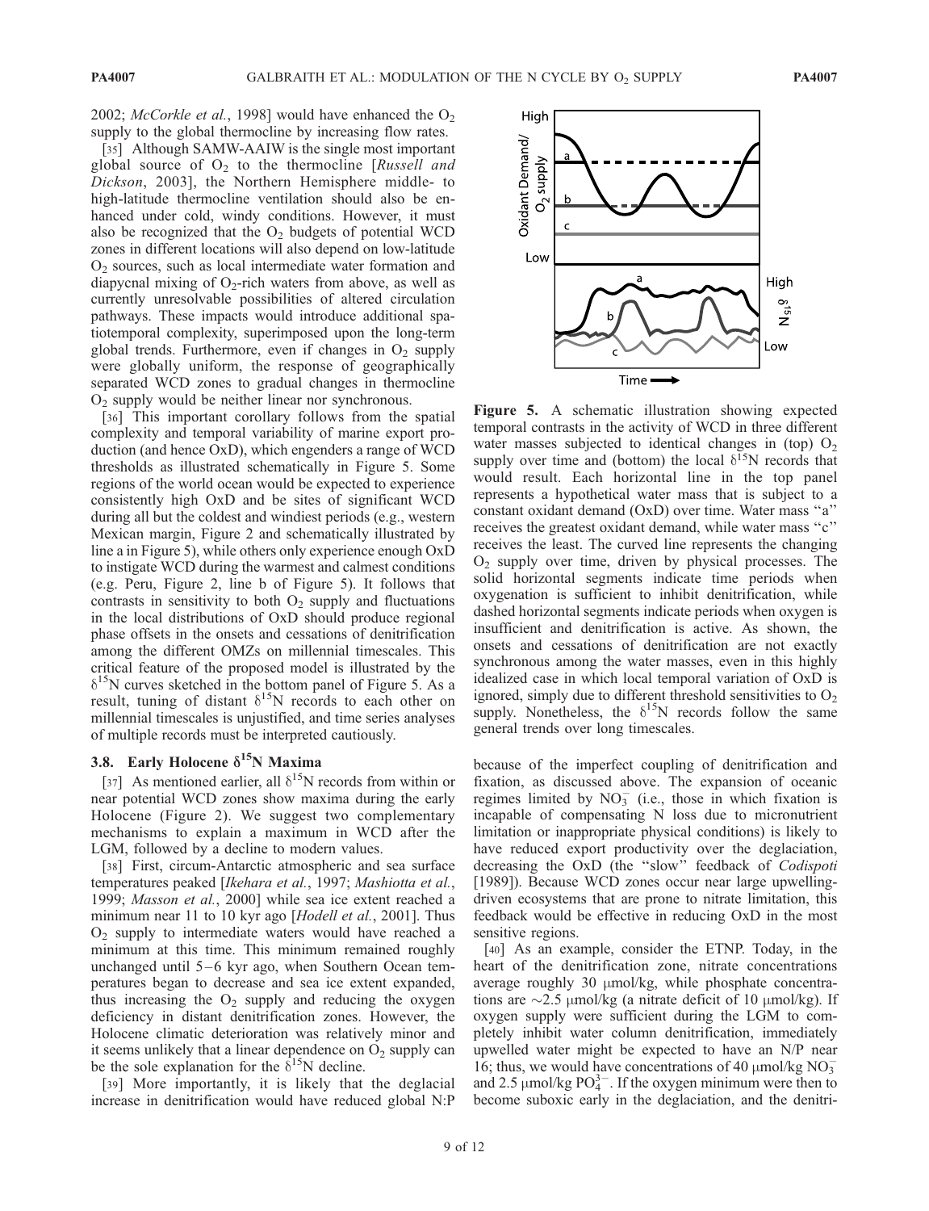2002; *McCorkle et al.*, 1998] would have enhanced the $O_2$ supply to the global thermocline by increasing flow rates.

[35] Although SAMW-AAIW is the single most important global source of $O_2$ to the thermocline [*Russell and Dickson*, 2003], the Northern Hemisphere middle- to high-latitude thermocline ventilation should also be enhanced under cold, windy conditions. However, it must also be recognized that the $O_2$ budgets of potential WCD zones in different locations will also depend on low-latitude $O_2$ sources, such as local intermediate water formation and diapycnal mixing of $O_2$-rich waters from above, as well as currently unresolvable possibilities of altered circulation pathways. These impacts would introduce additional spatiotemporal complexity, superimposed upon the long-term global trends. Furthermore, even if changes in $O_2$ supply were globally uniform, the response of geographically separated WCD zones to gradual changes in thermocline $O_2$ supply would be neither linear nor synchronous.

[36] This important corollary follows from the spatial complexity and temporal variability of marine export production (and hence OxD), which engenders a range of WCD thresholds as illustrated schematically in Figure 5. Some regions of the world ocean would be expected to experience consistently high OxD and be sites of significant WCD during all but the coldest and windiest periods (e.g., western Mexican margin, Figure 2 and schematically illustrated by line a in Figure 5), while others only experience enough OxD to instigate WCD during the warmest and calmest conditions (e.g. Peru, Figure 2, line b of Figure 5). It follows that contrasts in sensitivity to both $O_2$ supply and fluctuations in the local distributions of OxD should produce regional phase offsets in the onsets and cessations of denitrification among the different OMZs on millennial timescales. This critical feature of the proposed model is illustrated by the $\delta^{15}N$ curves sketched in the bottom panel of Figure 5. As a result, tuning of distant $\delta^{15}N$ records to each other on millennial timescales is unjustified, and time series analyses of multiple records must be interpreted cautiously.

Figure 5. A schematic illustration showing expected temporal contrasts in the activity of WCD in three different water masses subjected to identical changes in (top) $O_2$ supply over time and (bottom) the local $\delta^{15}N$ records that would result. Each horizontal line in the top panel represents a hypothetical water mass that is subject to a constant oxidant demand (OxD) over time. Water mass "a" receives the greatest oxidant demand, while water mass "c" receives the least. The curved line represents the changing $O_2$ supply over time, driven by physical processes. The solid horizontal segments indicate time periods when oxygenation is sufficient to inhibit denitrification, while dashed horizontal segments indicate periods when oxygen is insufficient and denitrification is active. As shown, the onsets and cessations of denitrification are not exactly synchronous among the water masses, even in this highly idealized case in which local temporal variation of OxD is ignored, simply due to different threshold sensitivities to $O_2$ supply. Nonetheless, the $\delta^{15}N$ records follow the same general trends over long timescales.

### 3.8. Early Holocene $\delta^{15}N$ Maxima

[37] As mentioned earlier, all $\delta^{15}N$ records from within or near potential WCD zones show maxima during the early Holocene (Figure 2). We suggest two complementary mechanisms to explain a maximum in WCD after the LGM, followed by a decline to modern values.

[38] First, circum-Antarctic atmospheric and sea surface temperatures peaked [*Ikehara et al.*, 1997; *Mashiotta et al.*, 1999; *Masson et al.*, 2000] while sea ice extent reached a minimum near 11 to 10 kyr ago [*Hodell et al.*, 2001]. Thus $O_2$ supply to intermediate waters would have reached a minimum at this time. This minimum remained roughly unchanged until 5–6 kyr ago, when Southern Ocean temperatures began to decrease and sea ice extent expanded, thus increasing the $O_2$ supply and reducing the oxygen deficiency in distant denitrification zones. However, the Holocene climatic deterioration was relatively minor and it seems unlikely that a linear dependence on $O_2$ supply can be the sole explanation for the $\delta^{15}N$ decline.

[39] More importantly, it is likely that the deglacial increase in denitrification would have reduced global N:P because of the imperfect coupling of denitrification and fixation, as discussed above. The expansion of oceanic regimes limited by $NO_3^-$ (i.e., those in which fixation is incapable of compensating N loss due to micronutrient limitation or inappropriate physical conditions) is likely to have reduced export productivity over the deglaciation, decreasing the OxD (the "slow" feedback of *Codispoti* [1989]). Because WCD zones occur near large upwelling-driven ecosystems that are prone to nitrate limitation, this feedback would be effective in reducing OxD in the most sensitive regions.

[40] As an example, consider the ETNP. Today, in the heart of the denitrification zone, nitrate concentrations average roughly 30 μmol/kg, while phosphate concentrations are ~2.5 μmol/kg (a nitrate deficit of 10 μmol/kg). If oxygen supply were sufficient during the LGM to completely inhibit water column denitrification, immediately upwelled water might be expected to have an N/P near 16; thus, we would have concentrations of 40 μmol/kg $NO_3^-$ and 2.5 μmol/kg $PO_4^{3-}$. If the oxygen minimum were then to become suboxic early in the deglaciation, and the denitri-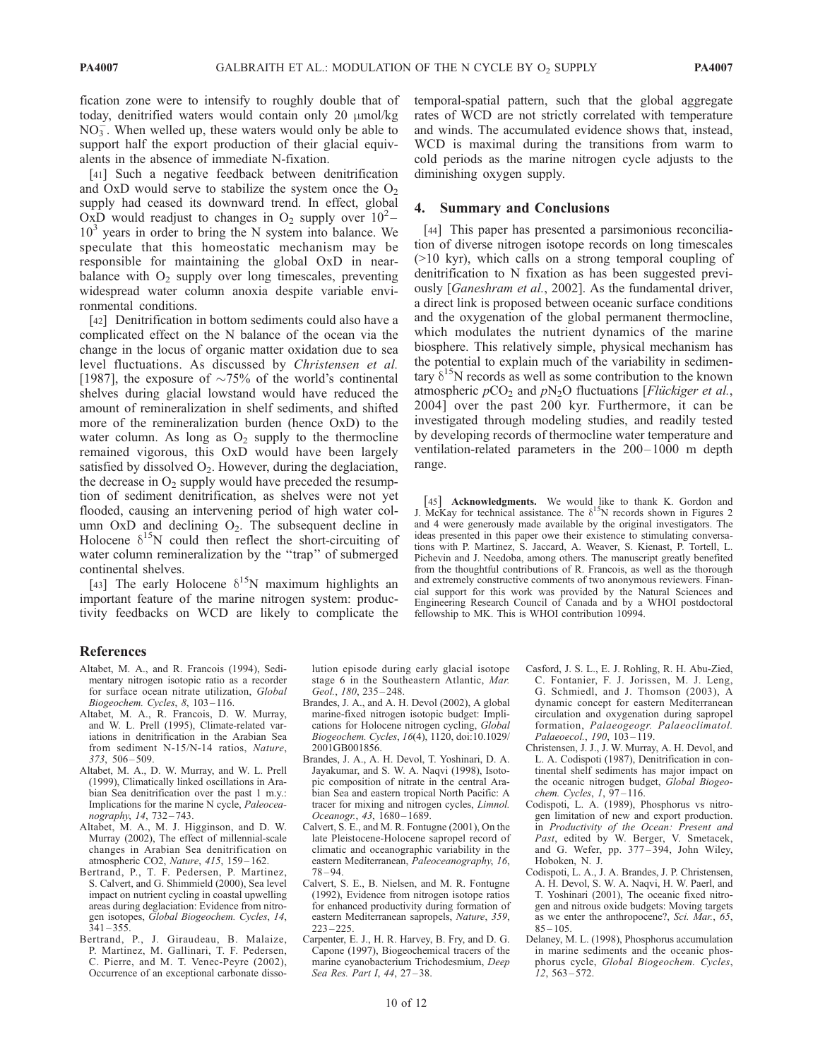fication zone were to intensify to roughly double that of today, denitrified waters would contain only 20 μmol/kg $NO_3^-$. When welled up, these waters would only be able to support half the export production of their glacial equivalents in the absence of immediate N-fixation.

[41] Such a negative feedback between denitrification and OxD would serve to stabilize the system once the $O_2$ supply had ceased its downward trend. In effect, global OxD would readjust to changes in $O_2$ supply over $10^2$–$10^3$ years in order to bring the N system into balance. We speculate that this homeostatic mechanism may be responsible for maintaining the global OxD in near-balance with $O_2$ supply over long timescales, preventing widespread water column anoxia despite variable environmental conditions.

[42] Denitrification in bottom sediments could also have a complicated effect on the N balance of the ocean via the change in the locus of organic matter oxidation due to sea level fluctuations. As discussed by *Christensen et al.* [1987], the exposure of ~75% of the world's continental shelves during glacial lowstand would have reduced the amount of remineralization in shelf sediments, and shifted more of the remineralization burden (hence OxD) to the water column. As long as $O_2$ supply to the thermocline remained vigorous, this OxD would have been largely satisfied by dissolved $O_2$. However, during the deglaciation, the decrease in $O_2$ supply would have preceded the resumption of sediment denitrification, as shelves were not yet flooded, causing an intervening period of high water column OxD and declining $O_2$. The subsequent decline in Holocene $\delta^{15}N$ could then reflect the short-circuiting of water column remineralization by the "trap" of submerged continental shelves.

[43] The early Holocene $\delta^{15}N$ maximum highlights an important feature of the marine nitrogen system: productivity feedbacks on WCD are likely to complicate the temporal-spatial pattern, such that the global aggregate rates of WCD are not strictly correlated with temperature and winds. The accumulated evidence shows that, instead, WCD is maximal during the transitions from warm to cold periods as the marine nitrogen cycle adjusts to the diminishing oxygen supply.

## 4. Summary and Conclusions

[44] This paper has presented a parsimonious reconciliation of diverse nitrogen isotope records on long timescales (>10 kyr), which calls on a strong temporal coupling of denitrification to N fixation as has been suggested previously [*Ganeshram et al.*, 2002]. As the fundamental driver, a direct link is proposed between oceanic surface conditions and the oxygenation of the global permanent thermocline, which modulates the nutrient dynamics of the marine biosphere. This relatively simple, physical mechanism has the potential to explain much of the variability in sedimentary $\delta^{15}N$ records as well as some contribution to the known atmospheric $pCO_2$ and $pN_2O$ fluctuations [*Flückiger et al.*, 2004] over the past 200 kyr. Furthermore, it can be investigated through modeling studies, and readily tested by developing records of thermocline water temperature and ventilation-related parameters in the 200–1000 m depth range.

[45] **Acknowledgments.** We would like to thank K. Gordon and J. McKay for technical assistance. The $\delta^{15}N$ records shown in Figures 2 and 4 were generously made available by the original investigators. The ideas presented in this paper owe their existence to stimulating conversations with P. Martinez, S. Jaccard, A. Weaver, S. Kienast, P. Tortell, L. Pichevin and J. Needoba, among others. The manuscript greatly benefited from the thoughtful contributions of R. Francois, as well as the thorough and extremely constructive comments of two anonymous reviewers. Financial support for this work was provided by the Natural Sciences and Engineering Research Council of Canada and by a WHOI postdoctoral fellowship to MK. This is WHOI contribution 10994.

## References

Altabet, M. A., and R. Francois (1994), Sedimentary nitrogen isotopic ratio as a recorder for surface ocean nitrate utilization, *Global Biogeochem. Cycles*, *8*, 103–116.

Altabet, M. A., R. Francois, D. W. Murray, and W. L. Prell (1995), Climate-related variations in denitrification in the Arabian Sea from sediment N-15/N-14 ratios, *Nature*, *373*, 506–509.

Altabet, M. A., D. W. Murray, and W. L. Prell (1999), Climatically linked oscillations in Arabian Sea denitrification over the past 1 m.y.: Implications for the marine N cycle, *Paleoceanography*, *14*, 732–743.

Altabet, M. A., M. J. Higginson, and D. W. Murray (2002), The effect of millennial-scale changes in Arabian Sea denitrification on atmospheric CO2, *Nature*, *415*, 159–162.

Bertrand, P., T. F. Pedersen, P. Martinez, S. Calvert, and G. Shimmield (2000), Sea level impact on nutrient cycling in coastal upwelling areas during deglaciation: Evidence from nitrogen isotopes, *Global Biogeochem. Cycles*, *14*, 341–355.

Bertrand, P., J. Giraudeau, B. Malaize, P. Martinez, M. Gallinari, T. F. Pedersen, C. Pierre, and M. T. Venec-Peyre (2002), Occurrence of an exceptional carbonate dissolution episode during early glacial isotope stage 6 in the Southeastern Atlantic, *Mar. Geol.*, *180*, 235–248.

Brandes, J. A., and A. H. Devol (2002), A global marine-fixed nitrogen isotopic budget: Implications for Holocene nitrogen cycling, *Global Biogeochem. Cycles*, *16*(4), 1120, doi:10.1029/2001GB001856.

Brandes, J. A., A. H. Devol, T. Yoshinari, D. A. Jayakumar, and S. W. A. Naqvi (1998), Isotopic composition of nitrate in the central Arabian Sea and eastern tropical North Pacific: A tracer for mixing and nitrogen cycles, *Limnol. Oceanogr.*, *43*, 1680–1689.

Calvert, S. E., and M. R. Fontugne (2001), On the late Pleistocene-Holocene sapropel record of climatic and oceanographic variability in the eastern Mediterranean, *Paleoceanography*, *16*, 78–94.

Calvert, S. E., B. Nielsen, and M. R. Fontugne (1992), Evidence from nitrogen isotope ratios for enhanced productivity during formation of eastern Mediterranean sapropels, *Nature*, *359*, 223–225.

Carpenter, E. J., H. R. Harvey, B. Fry, and D. G. Capone (1997), Biogeochemical tracers of the marine cyanobacterium Trichodesmium, *Deep Sea Res. Part I*, *44*, 27–38.

Casford, J. S. L., E. J. Rohling, R. H. Abu-Zied, C. Fontanier, F. J. Jorissen, M. J. Leng, G. Schmiedl, and J. Thomson (2003), A dynamic concept for eastern Mediterranean circulation and oxygenation during sapropel formation, *Palaeogeogr. Palaeoclimatol. Palaeoecol.*, *190*, 103–119.

Christensen, J. J., J. W. Murray, A. H. Devol, and L. A. Codispoti (1987), Denitrification in continental shelf sediments has major impact on the oceanic nitrogen budget, *Global Biogeochem. Cycles*, *1*, 97–116.

Codispoti, L. A. (1989), Phosphorus vs nitrogen limitation of new and export production. in *Productivity of the Ocean: Present and Past*, edited by W. Berger, V. Smetacek, and G. Wefer, pp. 377–394, John Wiley, Hoboken, N. J.

Codispoti, L. A., J. A. Brandes, J. P. Christensen, A. H. Devol, S. W. A. Naqvi, H. W. Paerl, and T. Yoshinari (2001), The oceanic fixed nitrogen and nitrous oxide budgets: Moving targets as we enter the anthropocene?, *Sci. Mar.*, *65*, 85–105.

Delaney, M. L. (1998), Phosphorus accumulation in marine sediments and the oceanic phosphorus cycle, *Global Biogeochem. Cycles*, *12*, 563–572.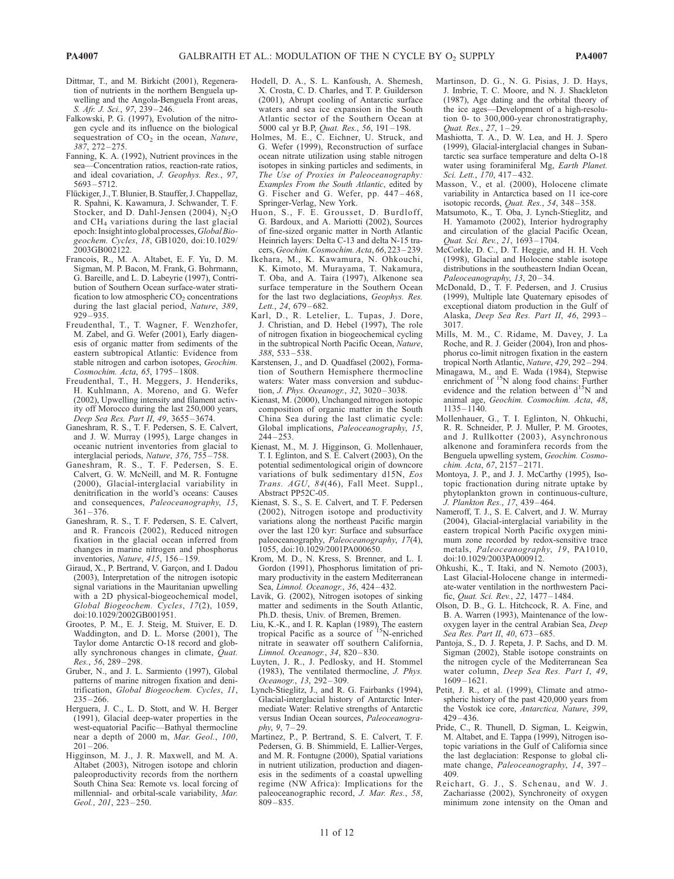Dittmar, T., and M. Birkicht (2001), Regeneration of nutrients in the northern Benguela upwelling and the Angola-Benguela Front areas, *S. Afr. J. Sci.*, *97*, 239–246.

Falkowski, P. G. (1997), Evolution of the nitrogen cycle and its influence on the biological sequestration of $CO_2$ in the ocean, *Nature*, *387*, 272–275.

Fanning, K. A. (1992), Nutrient provinces in the sea—Concentration ratios, reaction-rate ratios, and ideal covariation, *J. Geophys. Res.*, *97*, 5693–5712.

Flückiger, J., T. Blunier, B. Stauffer, J. Chappellaz, R. Spahni, K. Kawamura, J. Schwander, T. F. Stocker, and D. Dahl-Jensen (2004), $N_2O$ and $CH_4$ variations during the last glacial epoch: Insight into global processes, *Global Biogeochem. Cycles*, *18*, GB1020, doi:10.1029/2003GB002122.

Francois, R., M. A. Altabet, E. F. Yu, D. M. Sigman, M. P. Bacon, M. Frank, G. Bohrmann, G. Bareille, and L. D. Labeyrie (1997), Contribution of Southern Ocean surface-water stratification to low atmospheric $CO_2$ concentrations during the last glacial period, *Nature*, *389*, 929–935.

Freudenthal, T., T. Wagner, F. Wenzhofer, M. Zabel, and G. Wefer (2001), Early diagenesis of organic matter from sediments of the eastern subtropical Atlantic: Evidence from stable nitrogen and carbon isotopes, *Geochim. Cosmochim. Acta*, *65*, 1795–1808.

Freudenthal, T., H. Meggers, J. Henderiks, H. Kuhlmann, A. Moreno, and G. Wefer (2002), Upwelling intensity and filament activity off Morocco during the last 250,000 years, *Deep Sea Res. Part II*, *49*, 3655–3674.

Ganeshram, R. S., T. F. Pedersen, S. E. Calvert, and J. W. Murray (1995), Large changes in oceanic nutrient inventories from glacial to interglacial periods, *Nature*, *376*, 755–758.

Ganeshram, R. S., T. F. Pedersen, S. E. Calvert, G. W. McNeill, and M. R. Fontugne (2000), Glacial-interglacial variability in denitrification in the world's oceans: Causes and consequences, *Paleoceanography*, *15*, 361–376.

Ganeshram, R. S., T. F. Pedersen, S. E. Calvert, and R. Francois (2002), Reduced nitrogen fixation in the glacial ocean inferred from changes in marine nitrogen and phosphorus inventories, *Nature*, *415*, 156–159.

Giraud, X., P. Bertrand, V. Garçon, and I. Dadou (2003), Interpretation of the nitrogen isotopic signal variations in the Mauritanian upwelling with a 2D physical-biogeochemical model, *Global Biogeochem. Cycles*, *17*(2), 1059, doi:10.1029/2002GB001951.

Grootes, P. M., E. J. Steig, M. Stuiver, E. D. Waddington, and D. L. Morse (2001), The Taylor dome Antarctic O-18 record and globally synchronous changes in climate, *Quat. Res.*, *56*, 289–298.

Gruber, N., and J. L. Sarmiento (1997), Global patterns of marine nitrogen fixation and denitrification, *Global Biogeochem. Cycles*, *11*, 235–266.

Herguera, J. C., L. D. Stott, and W. H. Berger (1991), Glacial deep-water properties in the west-equatorial Pacific—Bathyal thermocline near a depth of 2000 m, *Mar. Geol.*, *100*, 201–206.

Higginson, M. J., J. R. Maxwell, and M. A. Altabet (2003), Nitrogen isotope and chlorin paleoproductivity records from the northern South China Sea: Remote vs. local forcing of millennial- and orbital-scale variability, *Mar. Geol.*, *201*, 223–250.

Hodell, D. A., S. L. Kanfoush, A. Shemesh, X. Crosta, C. D. Charles, and T. P. Guilderson (2001), Abrupt cooling of Antarctic surface waters and sea ice expansion in the South Atlantic sector of the Southern Ocean at 5000 cal yr B.P, *Quat. Res.*, *56*, 191–198.

Holmes, M. E., C. Eichner, U. Struck, and G. Wefer (1999), Reconstruction of surface ocean nitrate utilization using stable nitrogen isotopes in sinking particles and sediments, in *The Use of Proxies in Paleoceanography: Examples From the South Atlantic*, edited by G. Fischer and G. Wefer, pp. 447–468, Springer-Verlag, New York.

Huon, S., F. E. Grousset, D. Burdloff, G. Bardoux, and A. Mariotti (2002), Sources of fine-sized organic matter in North Atlantic Heinrich layers: Delta C-13 and delta N-15 tracers, *Geochim. Cosmochim. Acta*, *66*, 223–239.

Ikehara, M., K. Kawamura, N. Ohkouchi, K. Kimoto, M. Murayama, T. Nakamura, T. Oba, and A. Taira (1997), Alkenone sea surface temperature in the Southern Ocean for the last two deglaciations, *Geophys. Res. Lett.*, *24*, 679–682.

Karl, D., R. Letelier, L. Tupas, J. Dore, J. Christian, and D. Hebel (1997), The role of nitrogen fixation in biogeochemical cycling in the subtropical North Pacific Ocean, *Nature*, *388*, 533–538.

Karstensen, J., and D. Quadfasel (2002), Formation of Southern Hemisphere thermocline waters: Water mass conversion and subduction, *J. Phys. Oceanogr.*, *32*, 3020–3038.

Kienast, M. (2000), Unchanged nitrogen isotopic composition of organic matter in the South China Sea during the last climatic cycle: Global implications, *Paleoceanography*, *15*, 244–253.

Kienast, M., M. J. Higginson, G. Mollenhauer, T. I. Eglinton, and S. E. Calvert (2003), On the potential sedimentological origin of downcore variations of bulk sedimentary d15N, *Eos Trans. AGU*, *84*(46), Fall Meet. Suppl., Abstract PP52C-05.

Kienast, S. S., S. E. Calvert, and T. F. Pedersen (2002), Nitrogen isotope and productivity variations along the northeast Pacific margin over the last 120 kyr: Surface and subsurface paleoceanography, *Paleoceanography*, *17*(4), 1055, doi:10.1029/2001PA000650.

Krom, M. D., N. Kress, S. Brenner, and L. I. Gordon (1991), Phosphorus limitation of primary productivity in the eastern Mediterranean Sea, *Limnol. Oceanogr.*, *36*, 424–432.

Lavik, G. (2002), Nitrogen isotopes of sinking matter and sediments in the South Atlantic, Ph.D. thesis, Univ. of Bremen, Bremen.

Liu, K.-K., and I. R. Kaplan (1989), The eastern tropical Pacific as a source of $^{15}N$-enriched nitrate in seawater off southern California, *Limnol. Oceanogr.*, *34*, 820–830.

Luyten, J. R., J. Pedlosky, and H. Stommel (1983), The ventilated thermocline, *J. Phys. Oceanogr.*, *13*, 292–309.

Lynch-Stieglitz, J., and R. G. Fairbanks (1994), Glacial-interglacial history of Antarctic Intermediate Water: Relative strengths of Antarctic versus Indian Ocean sources, *Paleoceanography*, *9*, 7–29.

Martinez, P., P. Bertrand, S. E. Calvert, T. F. Pedersen, G. B. Shimmield, E. Lallier-Verges, and M. R. Fontugne (2000), Spatial variations in nutrient utilization, production and diagenesis in the sediments of a coastal upwelling regime (NW Africa): Implications for the paleoceanographic record, *J. Mar. Res.*, *58*, 809–835.

Martinson, D. G., N. G. Pisias, J. D. Hays, J. Imbrie, T. C. Moore, and N. J. Shackleton (1987), Age dating and the orbital theory of the ice ages—Development of a high-resolution 0- to 300,000-year chronostratigraphy, *Quat. Res.*, *27*, 1–29.

Mashiotta, T. A., D. W. Lea, and H. J. Spero (1999), Glacial-interglacial changes in Subantarctic sea surface temperature and delta O-18 water using foraminiferal Mg, *Earth Planet. Sci. Lett.*, *170*, 417–432.

Masson, V., et al. (2000), Holocene climate variability in Antarctica based on 11 ice-core isotopic records, *Quat. Res.*, *54*, 348–358.

Matsumoto, K., T. Oba, J. Lynch-Stieglitz, and H. Yamamoto (2002), Interior hydrography and circulation of the glacial Pacific Ocean, *Quat. Sci. Rev.*, *21*, 1693–1704.

McCorkle, D. C., D. T. Heggie, and H. H. Veeh (1998), Glacial and Holocene stable isotope distributions in the southeastern Indian Ocean, *Paleoceanography*, *13*, 20–34.

McDonald, D., T. F. Pedersen, and J. Crusius (1999), Multiple late Quaternary episodes of exceptional diatom production in the Gulf of Alaska, *Deep Sea Res. Part II*, *46*, 2993–3017.

Mills, M. M., C. Ridame, M. Davey, J. La Roche, and R. J. Geider (2004), Iron and phosphorus co-limit nitrogen fixation in the eastern tropical North Atlantic, *Nature*, *429*, 292–294.

Minagawa, M., and E. Wada (1984), Stepwise enrichment of $^{15}N$ along food chains: Further evidence and the relation between $d^{15}N$ and animal age, *Geochim. Cosmochim. Acta*, *48*, 1135–1140.

Mollenhauer, G., T. I. Eglinton, N. Ohkuchi, R. R. Schneider, P. J. Muller, P. M. Grootes, and J. Rullkotter (2003), Asynchronous alkenone and foraminfera records from the Benguela upwelling system, *Geochim. Cosmochim. Acta*, *67*, 2157–2171.

Montoya, J. P., and J. J. McCarthy (1995), Isotopic fractionation during nitrate uptake by phytoplankton grown in continuous-culture, *J. Plankton Res.*, *17*, 439–464.

Nameroff, T. J., S. E. Calvert, and J. W. Murray (2004), Glacial-interglacial variability in the eastern tropical North Pacific oxygen minimum zone recorded by redox-sensitive trace metals, *Paleoceanography*, *19*, PA1010, doi:10.1029/2003PA000912.

Ohkushi, K., T. Itaki, and N. Nemoto (2003), Last Glacial-Holocene change in intermediate-water ventilation in the northwestern Pacific, *Quat. Sci. Rev.*, *22*, 1477–1484.

Olson, D. B., G. L. Hitchcock, R. A. Fine, and B. A. Warren (1993), Maintenance of the low-oxygen layer in the central Arabian Sea, *Deep Sea Res. Part II*, *40*, 673–685.

Pantoja, S., D. J. Repeta, J. P. Sachs, and D. M. Sigman (2002), Stable isotope constraints on the nitrogen cycle of the Mediterranean Sea water column, *Deep Sea Res. Part I*, *49*, 1609–1621.

Petit, J. R., et al. (1999), Climate and atmospheric history of the past 420,000 years from the Vostok ice core, *Antarctica, Nature*, *399*, 429–436.

Pride, C., R. Thunell, D. Sigman, L. Keigwin, M. Altabet, and E. Tappa (1999), Nitrogen isotopic variations in the Gulf of California since the last deglaciation: Response to global climate change, *Paleoceanography*, *14*, 397–409.

Reichart, G. J., S. Schenau, and W. J. Zachariasse (2002), Synchroneity of oxygen minimum zone intensity on the Oman and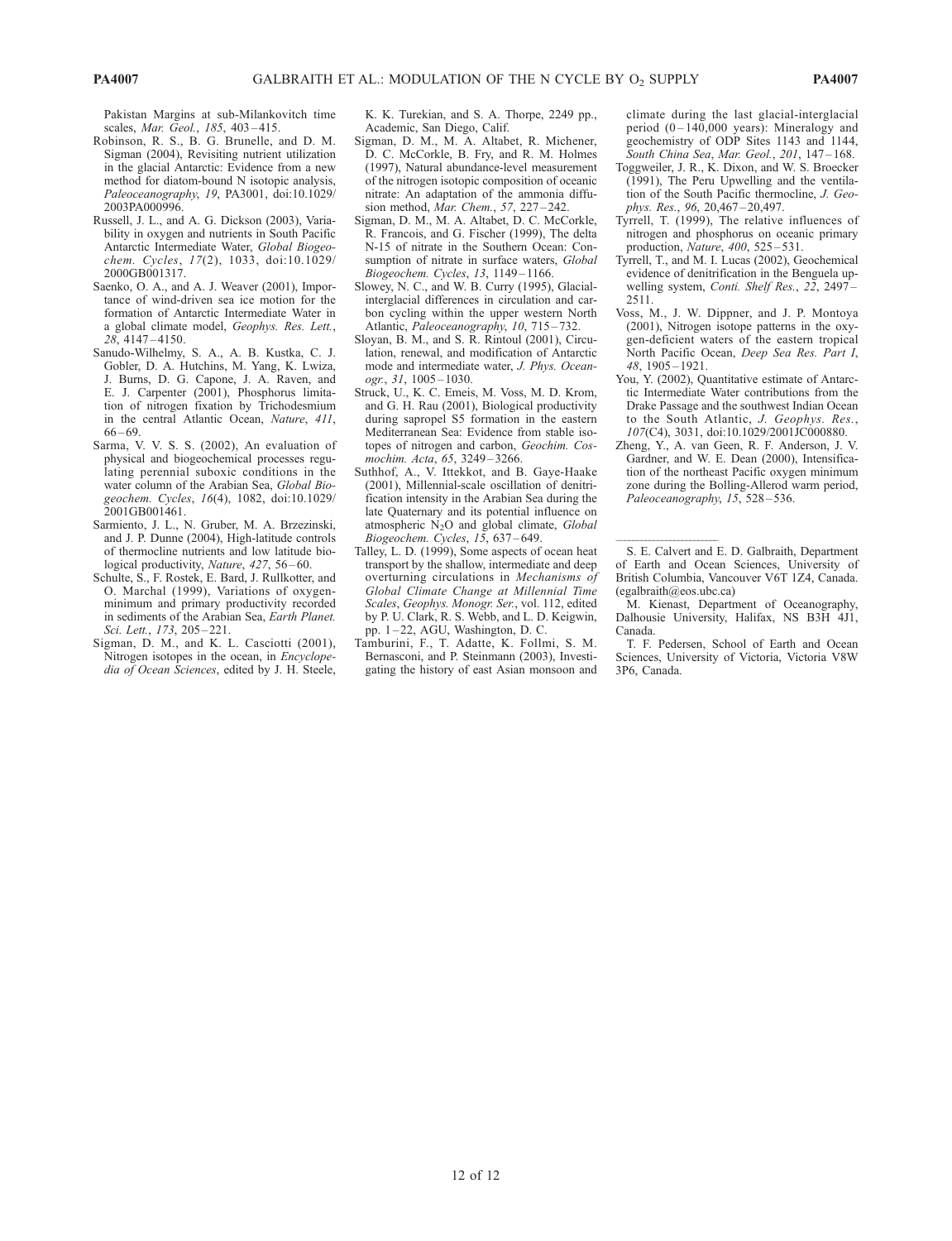Pakistan Margins at sub-Milankovitch time scales, *Mar. Geol.*, *185*, 403–415.

Robinson, R. S., B. G. Brunelle, and D. M. Sigman (2004), Revisiting nutrient utilization in the glacial Antarctic: Evidence from a new method for diatom-bound N isotopic analysis, *Paleoceanography*, *19*, PA3001, doi:10.1029/2003PA000996.

Russell, J. L., and A. G. Dickson (2003), Variability in oxygen and nutrients in South Pacific Antarctic Intermediate Water, *Global Biogeochem. Cycles*, *17*(2), 1033, doi:10.1029/2000GB001317.

Saenko, O. A., and A. J. Weaver (2001), Importance of wind-driven sea ice motion for the formation of Antarctic Intermediate Water in a global climate model, *Geophys. Res. Lett.*, *28*, 4147–4150.

Sanudo-Wilhelmy, S. A., A. B. Kustka, C. J. Gobler, D. A. Hutchins, M. Yang, K. Lwiza, J. Burns, D. G. Capone, J. A. Raven, and E. J. Carpenter (2001), Phosphorus limitation of nitrogen fixation by Trichodesmium in the central Atlantic Ocean, *Nature*, *411*, 66–69.

Sarma, V. V. S. S. (2002), An evaluation of physical and biogeochemical processes regulating perennial suboxic conditions in the water column of the Arabian Sea, *Global Biogeochem. Cycles*, *16*(4), 1082, doi:10.1029/2001GB001461.

Sarmiento, J. L., N. Gruber, M. A. Brzezinski, and J. P. Dunne (2004), High-latitude controls of thermocline nutrients and low latitude biological productivity, *Nature*, *427*, 56–60.

Schulte, S., F. Rostek, E. Bard, J. Rullkotter, and O. Marchal (1999), Variations of oxygen-minimum and primary productivity recorded in sediments of the Arabian Sea, *Earth Planet. Sci. Lett.*, *173*, 205–221.

Sigman, D. M., and K. L. Casciotti (2001), Nitrogen isotopes in the ocean, in *Encyclopedia of Ocean Sciences*, edited by J. H. Steele, K. K. Turekian, and S. A. Thorpe, 2249 pp., Academic, San Diego, Calif.

Sigman, D. M., M. A. Altabet, R. Michener, D. C. McCorkle, B. Fry, and R. M. Holmes (1997), Natural abundance-level measurement of the nitrogen isotopic composition of oceanic nitrate: An adaptation of the ammonia diffusion method, *Mar. Chem.*, *57*, 227–242.

Sigman, D. M., M. A. Altabet, D. C. McCorkle, R. Francois, and G. Fischer (1999), The delta N-15 of nitrate in the Southern Ocean: Consumption of nitrate in surface waters, *Global Biogeochem. Cycles*, *13*, 1149–1166.

Slowey, N. C., and W. B. Curry (1995), Glacial-interglacial differences in circulation and carbon cycling within the upper western North Atlantic, *Paleoceanography*, *10*, 715–732.

Sloyan, B. M., and S. R. Rintoul (2001), Circulation, renewal, and modification of Antarctic mode and intermediate water, *J. Phys. Oceanogr.*, *31*, 1005–1030.

Struck, U., K. C. Emeis, M. Voss, M. D. Krom, and G. H. Rau (2001), Biological productivity during sapropel S5 formation in the eastern Mediterranean Sea: Evidence from stable isotopes of nitrogen and carbon, *Geochim. Cosmochim. Acta*, *65*, 3249–3266.

Suthhof, A., V. Ittekkot, and B. Gaye-Haake (2001), Millennial-scale oscillation of denitrification intensity in the Arabian Sea during the late Quaternary and its potential influence on atmospheric $N_2O$ and global climate, *Global Biogeochem. Cycles*, *15*, 637–649.

Talley, L. D. (1999), Some aspects of ocean heat transport by the shallow, intermediate and deep overturning circulations in *Mechanisms of Global Climate Change at Millennial Time Scales*, *Geophys. Monogr. Ser.*, vol. 112, edited by P. U. Clark, R. S. Webb, and L. D. Keigwin, pp. 1–22, AGU, Washington, D. C.

Tamburini, F., T. Adatte, K. Follmi, S. M. Bernasconi, and P. Steinmann (2003), Investigating the history of east Asian monsoon and climate during the last glacial-interglacial period (0–140,000 years): Mineralogy and geochemistry of ODP Sites 1143 and 1144, South China Sea, *Mar. Geol.*, *201*, 147–168.

Toggweiler, J. R., K. Dixon, and W. S. Broecker (1991), The Peru Upwelling and the ventilation of the South Pacific thermocline, *J. Geophys. Res.*, *96*, 20,467–20,497.

Tyrrell, T. (1999), The relative influences of nitrogen and phosphorus on oceanic primary production, *Nature*, *400*, 525–531.

Tyrrell, T., and M. I. Lucas (2002), Geochemical evidence of denitrification in the Benguela upwelling system, *Conti. Shelf Res.*, *22*, 2497–2511.

Voss, M., J. W. Dippner, and J. P. Montoya (2001), Nitrogen isotope patterns in the oxygen-deficient waters of the eastern tropical North Pacific Ocean, *Deep Sea Res. Part I*, *48*, 1905–1921.

You, Y. (2002), Quantitative estimate of Antarctic Intermediate Water contributions from the Drake Passage and the southwest Indian Ocean to the South Atlantic, *J. Geophys. Res.*, *107*(C4), 3031, doi:10.1029/2001JC000880.

Zheng, Y., A. van Geen, R. F. Anderson, J. V. Gardner, and W. E. Dean (2000), Intensification of the northeast Pacific oxygen minimum zone during the Bolling-Allerod warm period, *Paleoceanography*, *15*, 528–536.

---

S. E. Calvert and E. D. Galbraith, Department of Earth and Ocean Sciences, University of British Columbia, Vancouver V6T 1Z4, Canada. (egalbraith@eos.ubc.ca)

M. Kienast, Department of Oceanography, Dalhousie University, Halifax, NS B3H 4J1, Canada.

T. F. Pedersen, School of Earth and Ocean Sciences, University of Victoria, Victoria V8W 3P6, Canada.